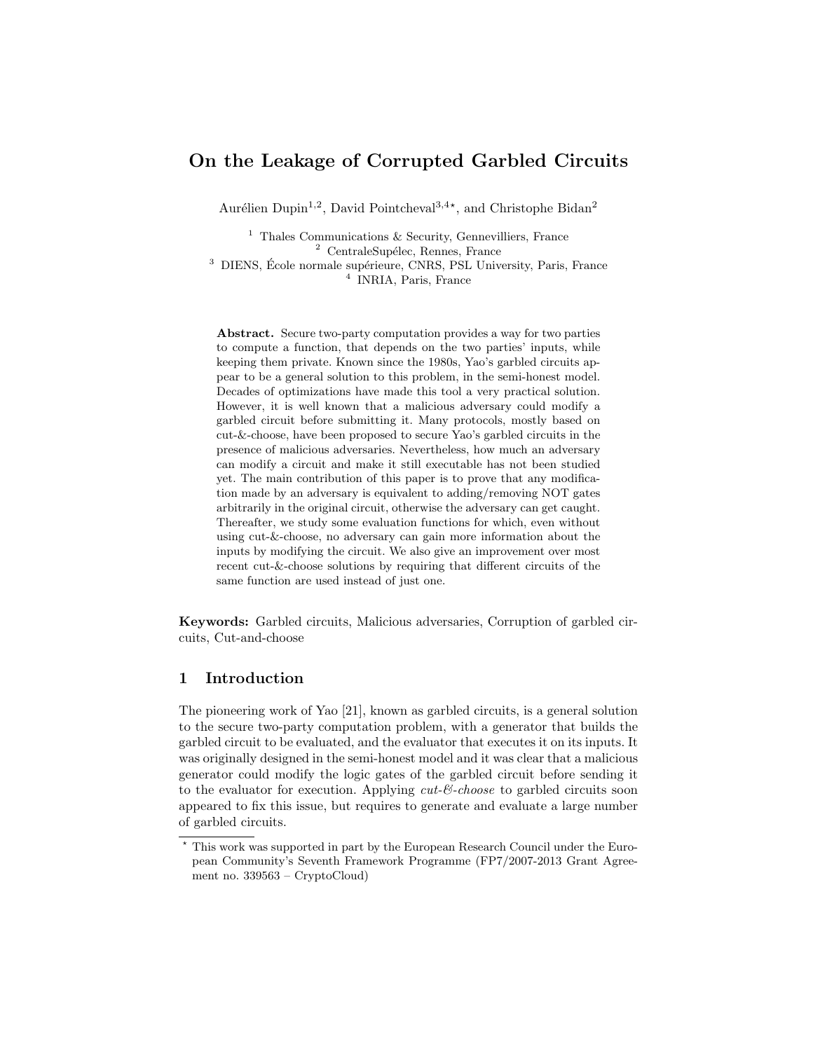# On the Leakage of Corrupted Garbled Circuits

Aurélien Dupin[1,2], David Pointcheval[3,4⋆], and Christophe Bidan[2]

[1] Thales Communications & Security, Gennevilliers, France
[2] CentraleSupélec, Rennes, France
[3] DIENS, École normale supérieure, CNRS, PSL University, Paris, France
[4] INRIA, Paris, France

**Abstract.** Secure two-party computation provides a way for two parties to compute a function, that depends on the two parties' inputs, while keeping them private. Known since the 1980s, Yao's garbled circuits appear to be a general solution to this problem, in the semi-honest model. Decades of optimizations have made this tool a very practical solution. However, it is well known that a malicious adversary could modify a garbled circuit before submitting it. Many protocols, mostly based on cut-&-choose, have been proposed to secure Yao's garbled circuits in the presence of malicious adversaries. Nevertheless, how much an adversary can modify a circuit and make it still executable has not been studied yet. The main contribution of this paper is to prove that any modification made by an adversary is equivalent to adding/removing NOT gates arbitrarily in the original circuit, otherwise the adversary can get caught. Thereafter, we study some evaluation functions for which, even without using cut-&-choose, no adversary can gain more information about the inputs by modifying the circuit. We also give an improvement over most recent cut-&-choose solutions by requiring that different circuits of the same function are used instead of just one.

**Keywords:** Garbled circuits, Malicious adversaries, Corruption of garbled circuits, Cut-and-choose

## 1 Introduction

The pioneering work of Yao [21], known as garbled circuits, is a general solution to the secure two-party computation problem, with a generator that builds the garbled circuit to be evaluated, and the evaluator that executes it on its inputs. It was originally designed in the semi-honest model and it was clear that a malicious generator could modify the logic gates of the garbled circuit before sending it to the evaluator for execution. Applying *cut-&-choose* to garbled circuits soon appeared to fix this issue, but requires to generate and evaluate a large number of garbled circuits.

⋆ This work was supported in part by the European Research Council under the European Community's Seventh Framework Programme (FP7/2007-2013 Grant Agreement no. 339563 – CryptoCloud)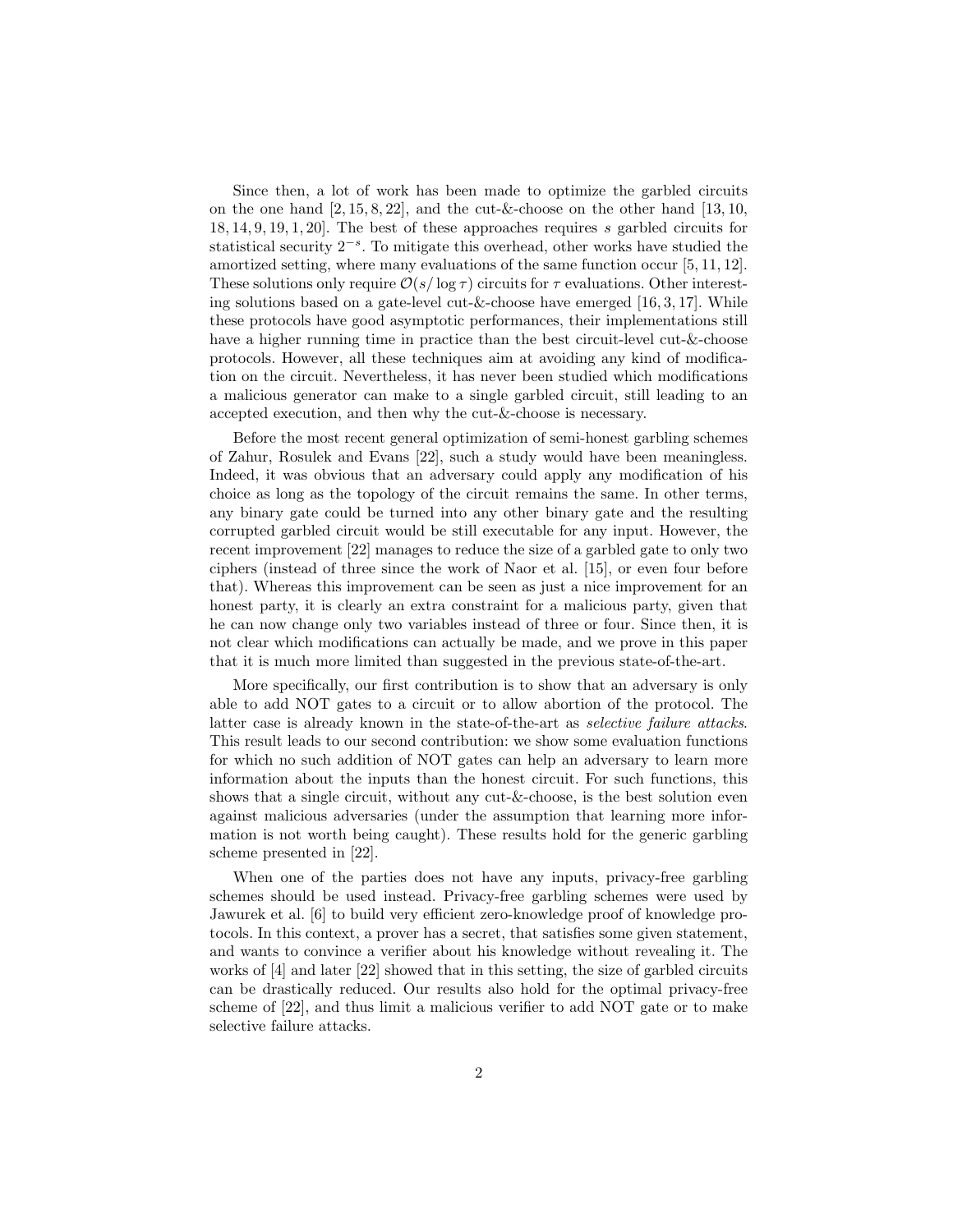Since then, a lot of work has been made to optimize the garbled circuits on the one hand [2, 15, 8, 22], and the cut-&-choose on the other hand [13, 10, 18, 14, 9, 19, 1, 20]. The best of these approaches requires $s$ garbled circuits for statistical security $2^{-s}$. To mitigate this overhead, other works have studied the amortized setting, where many evaluations of the same function occur [5, 11, 12]. These solutions only require $\mathcal{O}(s/\log\tau)$ circuits for $\tau$ evaluations. Other interesting solutions based on a gate-level cut-&-choose have emerged [16, 3, 17]. While these protocols have good asymptotic performances, their implementations still have a higher running time in practice than the best circuit-level cut-&-choose protocols. However, all these techniques aim at avoiding any kind of modification on the circuit. Nevertheless, it has never been studied which modifications a malicious generator can make to a single garbled circuit, still leading to an accepted execution, and then why the cut-&-choose is necessary.

Before the most recent general optimization of semi-honest garbling schemes of Zahur, Rosulek and Evans [22], such a study would have been meaningless. Indeed, it was obvious that an adversary could apply any modification of his choice as long as the topology of the circuit remains the same. In other terms, any binary gate could be turned into any other binary gate and the resulting corrupted garbled circuit would be still executable for any input. However, the recent improvement [22] manages to reduce the size of a garbled gate to only two ciphers (instead of three since the work of Naor et al. [15], or even four before that). Whereas this improvement can be seen as just a nice improvement for an honest party, it is clearly an extra constraint for a malicious party, given that he can now change only two variables instead of three or four. Since then, it is not clear which modifications can actually be made, and we prove in this paper that it is much more limited than suggested in the previous state-of-the-art.

More specifically, our first contribution is to show that an adversary is only able to add NOT gates to a circuit or to allow abortion of the protocol. The latter case is already known in the state-of-the-art as *selective failure attacks*. This result leads to our second contribution: we show some evaluation functions for which no such addition of NOT gates can help an adversary to learn more information about the inputs than the honest circuit. For such functions, this shows that a single circuit, without any cut-&-choose, is the best solution even against malicious adversaries (under the assumption that learning more information is not worth being caught). These results hold for the generic garbling scheme presented in [22].

When one of the parties does not have any inputs, privacy-free garbling schemes should be used instead. Privacy-free garbling schemes were used by Jawurek et al. [6] to build very efficient zero-knowledge proof of knowledge protocols. In this context, a prover has a secret, that satisfies some given statement, and wants to convince a verifier about his knowledge without revealing it. The works of [4] and later [22] showed that in this setting, the size of garbled circuits can be drastically reduced. Our results also hold for the optimal privacy-free scheme of [22], and thus limit a malicious verifier to add NOT gate or to make selective failure attacks.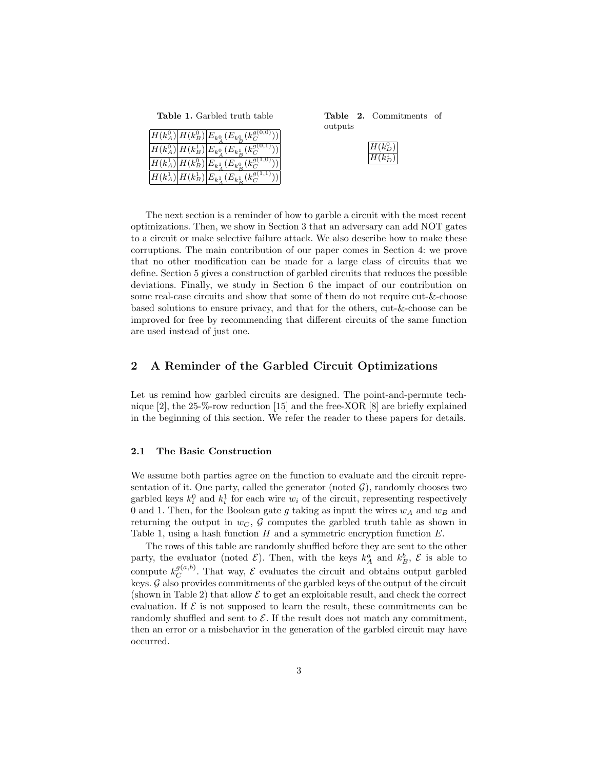**Table 1.** Garbled truth table

| | | |
|---|---|---|
| $H(k_A^0)$ | $H(k_B^0)$ | $E_{k_A^0}(E_{k_B^0}(k_C^{g(0,0)}))$ |
| $H(k_A^0)$ | $H(k_B^1)$ | $E_{k_A^0}(E_{k_B^1}(k_C^{g(0,1)}))$ |
| $H(k_A^1)$ | $H(k_B^0)$ | $E_{k_A^1}(E_{k_B^0}(k_C^{g(1,0)}))$ |
| $H(k_A^1)$ | $H(k_B^1)$ | $E_{k_A^1}(E_{k_B^1}(k_C^{g(1,1)}))$ |

**Table 2.** Commitments of outputs

| |
|---|
| $H(k_D^0)$ |
| $H(k_D^1)$ |

The next section is a reminder of how to garble a circuit with the most recent optimizations. Then, we show in Section 3 that an adversary can add NOT gates to a circuit or make selective failure attack. We also describe how to make these corruptions. The main contribution of our paper comes in Section 4: we prove that no other modification can be made for a large class of circuits that we define. Section 5 gives a construction of garbled circuits that reduces the possible deviations. Finally, we study in Section 6 the impact of our contribution on some real-case circuits and show that some of them do not require cut-&-choose based solutions to ensure privacy, and that for the others, cut-&-choose can be improved for free by recommending that different circuits of the same function are used instead of just one.

## 2 A Reminder of the Garbled Circuit Optimizations

Let us remind how garbled circuits are designed. The point-and-permute technique [2], the 25-%-row reduction [15] and the free-XOR [8] are briefly explained in the beginning of this section. We refer the reader to these papers for details.

### 2.1 The Basic Construction

We assume both parties agree on the function to evaluate and the circuit representation of it. One party, called the generator (noted $\mathcal{G}$), randomly chooses two garbled keys $k_i^0$ and $k_i^1$ for each wire $w_i$ of the circuit, representing respectively 0 and 1. Then, for the Boolean gate $g$ taking as input the wires $w_A$ and $w_B$ and returning the output in $w_C$, $\mathcal{G}$ computes the garbled truth table as shown in Table 1, using a hash function $H$ and a symmetric encryption function $E$.

The rows of this table are randomly shuffled before they are sent to the other party, the evaluator (noted $\mathcal{E}$). Then, with the keys $k_A^a$ and $k_B^b$, $\mathcal{E}$ is able to compute $k_C^{g(a,b)}$. That way, $\mathcal{E}$ evaluates the circuit and obtains output garbled keys. $\mathcal{G}$ also provides commitments of the garbled keys of the output of the circuit (shown in Table 2) that allow $\mathcal{E}$ to get an exploitable result, and check the correct evaluation. If $\mathcal{E}$ is not supposed to learn the result, these commitments can be randomly shuffled and sent to $\mathcal{E}$. If the result does not match any commitment, then an error or a misbehavior in the generation of the garbled circuit may have occurred.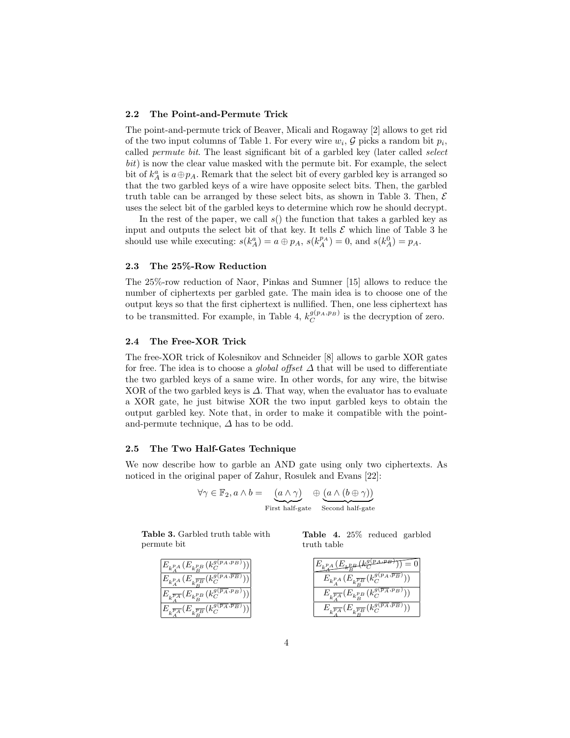### 2.2 The Point-and-Permute Trick

The point-and-permute trick of Beaver, Micali and Rogaway [2] allows to get rid of the two input columns of Table 1. For every wire $w_i$, $\mathcal{G}$ picks a random bit $p_i$, called *permute bit*. The least significant bit of a garbled key (later called *select bit*) is now the clear value masked with the permute bit. For example, the select bit of $k_A^a$ is $a \oplus p_A$. Remark that the select bit of every garbled key is arranged so that the two garbled keys of a wire have opposite select bits. Then, the garbled truth table can be arranged by these select bits, as shown in Table 3. Then, $\mathcal{E}$ uses the select bit of the garbled keys to determine which row he should decrypt.

In the rest of the paper, we call $s()$ the function that takes a garbled key as input and outputs the select bit of that key. It tells $\mathcal{E}$ which line of Table 3 he should use while executing: $s(k_A^a) = a \oplus p_A$, $s(k_A^{p_A}) = 0$, and $s(k_A^0) = p_A$.

### 2.3 The 25%-Row Reduction

The 25%-row reduction of Naor, Pinkas and Sumner [15] allows to reduce the number of ciphertexts per garbled gate. The main idea is to choose one of the output keys so that the first ciphertext is nullified. Then, one less ciphertext has to be transmitted. For example, in Table 4, $k_C^{g(p_A,p_B)}$ is the decryption of zero.

### 2.4 The Free-XOR Trick

The free-XOR trick of Kolesnikov and Schneider [8] allows to garble XOR gates for free. The idea is to choose a *global offset* $\Delta$ that will be used to differentiate the two garbled keys of a same wire. In other words, for any wire, the bitwise XOR of the two garbled keys is $\Delta$. That way, when the evaluator has to evaluate a XOR gate, he just bitwise XOR the two input garbled keys to obtain the output garbled key. Note that, in order to make it compatible with the point-and-permute technique, $\Delta$ has to be odd.

### 2.5 The Two Half-Gates Technique

We now describe how to garble an AND gate using only two ciphertexts. As noticed in the original paper of Zahur, Rosulek and Evans [22]:

$$\forall \gamma \in \mathbb{F}_2, a \wedge b = \underbrace{(a \wedge \gamma)}_{\text{First half-gate}} \oplus \underbrace{(a \wedge (b \oplus \gamma))}_{\text{Second half-gate}}$$

**Table 3.** Garbled truth table with permute bit

| |
|---|
| $E_{k_A^{p_A}}(E_{k_B^{p_B}}(k_C^{g(p_A,p_B)}))$ |
| $E_{k_A^{p_A}}(E_{k_B^{\overline{p_B}}}(k_C^{g(p_A,\overline{p_B})}))$ |
| $E_{k_A^{\overline{p_A}}}(E_{k_B^{p_B}}(k_C^{g(\overline{p_A},p_B)}))$ |
| $E_{k_A^{\overline{p_A}}}(E_{k_B^{\overline{p_B}}}(k_C^{g(\overline{p_A},\overline{p_B})}))$ |

**Table 4.** 25% reduced garbled truth table

| |
|---|
| ~~$E_{k_A^{p_A}}(E_{k_B^{p_B}}(k_C^{g(p_A,p_B)})) = 0$~~ |
| $E_{k_A^{p_A}}(E_{k_B^{\overline{p_B}}}(k_C^{g(p_A,\overline{p_B})}))$ |
| $E_{k_A^{\overline{p_A}}}(E_{k_B^{p_B}}(k_C^{g(\overline{p_A},p_B)}))$ |
| $E_{k_A^{\overline{p_A}}}(E_{k_B^{\overline{p_B}}}(k_C^{g(\overline{p_A},\overline{p_B})}))$ |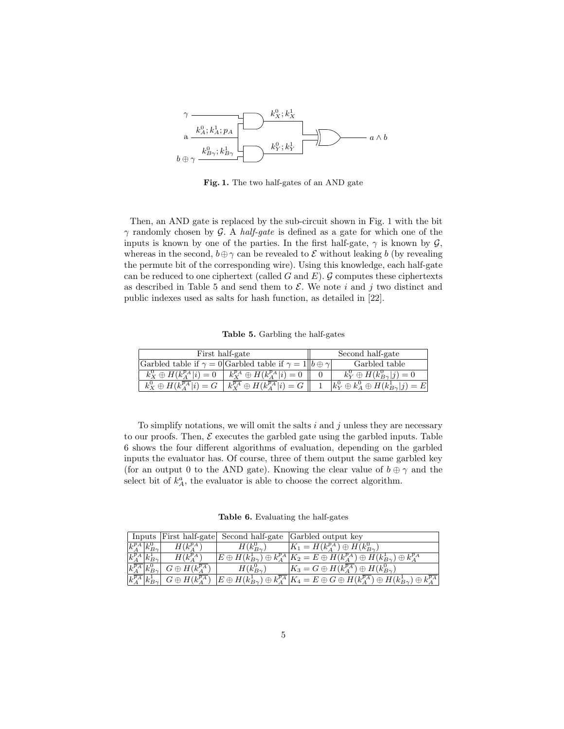Fig. 1. The two half-gates of an AND gate

Then, an AND gate is replaced by the sub-circuit shown in Fig. 1 with the bit $\gamma$ randomly chosen by $\mathcal{G}$. A *half-gate* is defined as a gate for which one of the inputs is known by one of the parties. In the first half-gate, $\gamma$ is known by $\mathcal{G}$, whereas in the second, $b \oplus \gamma$ can be revealed to $\mathcal{E}$ without leaking $b$ (by revealing the permute bit of the corresponding wire). Using this knowledge, each half-gate can be reduced to one ciphertext (called $G$ and $E$). $\mathcal{G}$ computes these ciphertexts as described in Table 5 and send them to $\mathcal{E}$. We note $i$ and $j$ two distinct and public indexes used as salts for hash function, as detailed in [22].

**Table 5.** Garbling the half-gates

| First half-gate | | Second half-gate | |
|---|---|---|---|
| Garbled table if $\gamma = 0$ | Garbled table if $\gamma = 1$ | $b \oplus \gamma$ | Garbled table |
| $k_X^0 \oplus H(k_A^{p_A}\vert i) = 0$ | $k_X^{p_A} \oplus H(k_A^{p_A}\vert i) = 0$ | 0 | $k_Y^0 \oplus H(k_{B\gamma}^0\vert j) = 0$ |
| $k_X^0 \oplus H(k_A^{\overline{p_A}}\vert i) = G$ | $k_X^{\overline{p_A}} \oplus H(k_A^{\overline{p_A}}\vert i) = G$ | 1 | $k_Y^0 \oplus k_A^0 \oplus H(k_{B\gamma}^1\vert j) = E$ |

To simplify notations, we will omit the salts $i$ and $j$ unless they are necessary to our proofs. Then, $\mathcal{E}$ executes the garbled gate using the garbled inputs. Table 6 shows the four different algorithms of evaluation, depending on the garbled inputs the evaluator has. Of course, three of them output the same garbled key (for an output 0 to the AND gate). Knowing the clear value of $b \oplus \gamma$ and the select bit of $k_A^a$, the evaluator is able to choose the correct algorithm.

**Table 6.** Evaluating the half-gates

| Inputs | | First half-gate | Second half-gate | Garbled output key |
|---|---|---|---|---|
| $k_A^{p_A}$ | $k_{B\gamma}^0$ | $H(k_A^{p_A})$ | $H(k_{B\gamma}^0)$ | $K_1 = H(k_A^{p_A}) \oplus H(k_{B\gamma}^0)$ |
| $k_A^{p_A}$ | $k_{B\gamma}^1$ | $H(k_A^{p_A})$ | $E \oplus H(k_{B\gamma}^1) \oplus k_A^{p_A}$ | $K_2 = E \oplus H(k_A^{p_A}) \oplus H(k_{B\gamma}^1) \oplus k_A^{p_A}$ |
| $k_A^{\overline{p_A}}$ | $k_{B\gamma}^0$ | $G \oplus H(k_A^{\overline{p_A}})$ | $H(k_{B\gamma}^0)$ | $K_3 = G \oplus H(k_A^{\overline{p_A}}) \oplus H(k_{B\gamma}^0)$ |
| $k_A^{\overline{p_A}}$ | $k_{B\gamma}^1$ | $G \oplus H(k_A^{\overline{p_A}})$ | $E \oplus H(k_{B\gamma}^1) \oplus k_A^{\overline{p_A}}$ | $K_4 = E \oplus G \oplus H(k_A^{\overline{p_A}}) \oplus H(k_{B\gamma}^1) \oplus k_A^{\overline{p_A}}$ |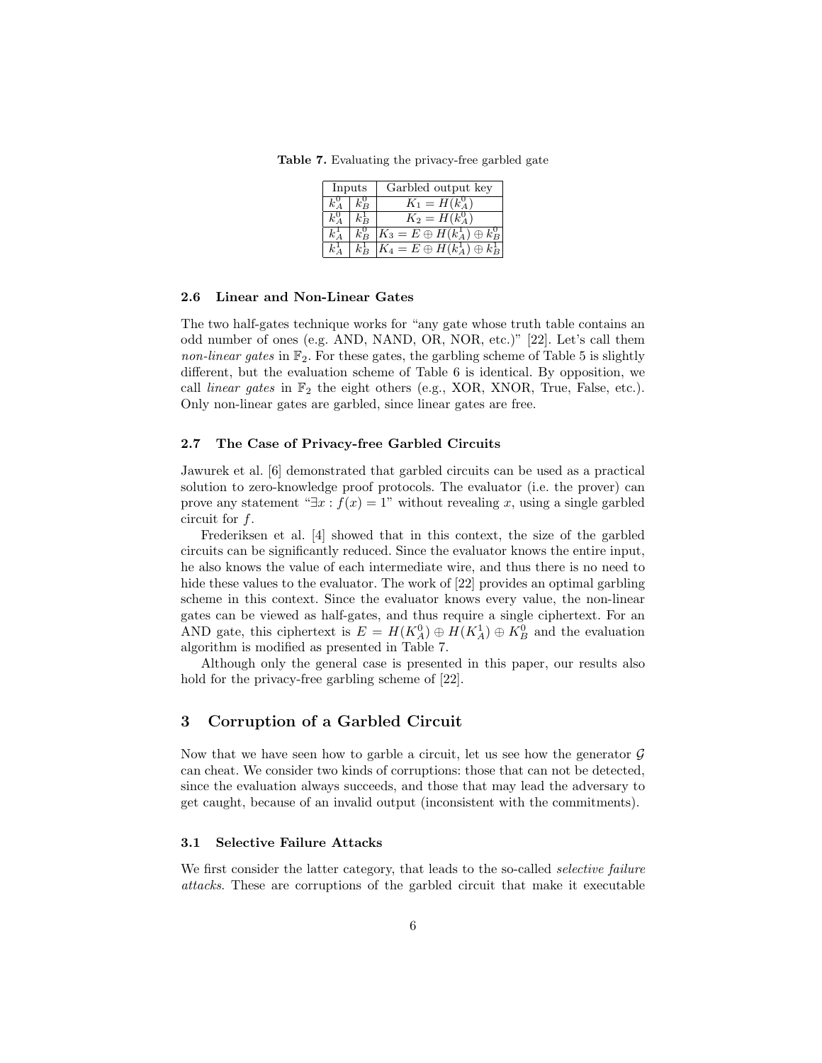**Table 7.** Evaluating the privacy-free garbled gate

| Inputs | | Garbled output key |
|---|---|---|
| $k_A^0$ | $k_B^0$ | $K_1 = H(k_A^0)$ |
| $k_A^0$ | $k_B^1$ | $K_2 = H(k_A^0)$ |
| $k_A^1$ | $k_B^0$ | $K_3 = E \oplus H(k_A^1) \oplus k_B^0$ |
| $k_A^1$ | $k_B^1$ | $K_4 = E \oplus H(k_A^1) \oplus k_B^1$ |

### 2.6 Linear and Non-Linear Gates

The two half-gates technique works for "any gate whose truth table contains an odd number of ones (e.g. AND, NAND, OR, NOR, etc.)" [22]. Let's call them *non-linear gates* in $\mathbb{F}_2$. For these gates, the garbling scheme of Table 5 is slightly different, but the evaluation scheme of Table 6 is identical. By opposition, we call *linear gates* in $\mathbb{F}_2$ the eight others (e.g., XOR, XNOR, True, False, etc.). Only non-linear gates are garbled, since linear gates are free.

### 2.7 The Case of Privacy-free Garbled Circuits

Jawurek et al. [6] demonstrated that garbled circuits can be used as a practical solution to zero-knowledge proof protocols. The evaluator (i.e. the prover) can prove any statement "$\exists x : f(x) = 1$" without revealing $x$, using a single garbled circuit for $f$.

Frederiksen et al. [4] showed that in this context, the size of the garbled circuits can be significantly reduced. Since the evaluator knows the entire input, he also knows the value of each intermediate wire, and thus there is no need to hide these values to the evaluator. The work of [22] provides an optimal garbling scheme in this context. Since the evaluator knows every value, the non-linear gates can be viewed as half-gates, and thus require a single ciphertext. For an AND gate, this ciphertext is $E = H(K_A^0) \oplus H(K_A^1) \oplus K_B^0$ and the evaluation algorithm is modified as presented in Table 7.

Although only the general case is presented in this paper, our results also hold for the privacy-free garbling scheme of [22].

## 3 Corruption of a Garbled Circuit

Now that we have seen how to garble a circuit, let us see how the generator $\mathcal{G}$ can cheat. We consider two kinds of corruptions: those that can not be detected, since the evaluation always succeeds, and those that may lead the adversary to get caught, because of an invalid output (inconsistent with the commitments).

### 3.1 Selective Failure Attacks

We first consider the latter category, that leads to the so-called *selective failure attacks*. These are corruptions of the garbled circuit that make it executable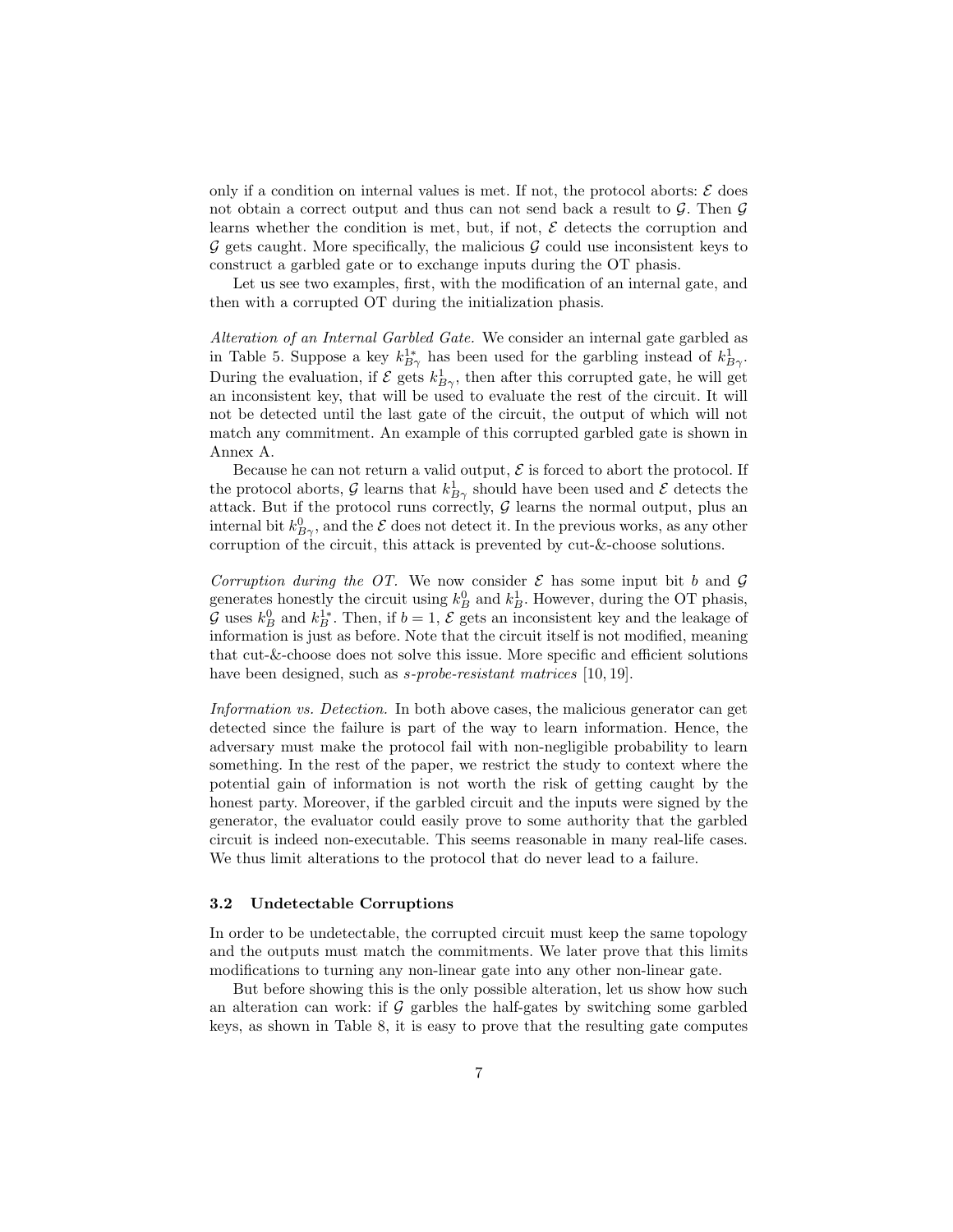only if a condition on internal values is met. If not, the protocol aborts: $\mathcal{E}$ does not obtain a correct output and thus can not send back a result to $\mathcal{G}$. Then $\mathcal{G}$ learns whether the condition is met, but, if not, $\mathcal{E}$ detects the corruption and $\mathcal{G}$ gets caught. More specifically, the malicious $\mathcal{G}$ could use inconsistent keys to construct a garbled gate or to exchange inputs during the OT phasis.

Let us see two examples, first, with the modification of an internal gate, and then with a corrupted OT during the initialization phasis.

*Alteration of an Internal Garbled Gate.* We consider an internal gate garbled as in Table 5. Suppose a key $k_{B\gamma}^{1*}$ has been used for the garbling instead of $k_{B\gamma}^{1}$. During the evaluation, if $\mathcal{E}$ gets $k_{B\gamma}^{1}$, then after this corrupted gate, he will get an inconsistent key, that will be used to evaluate the rest of the circuit. It will not be detected until the last gate of the circuit, the output of which will not match any commitment. An example of this corrupted garbled gate is shown in Annex A.

Because he can not return a valid output, $\mathcal{E}$ is forced to abort the protocol. If the protocol aborts, $\mathcal{G}$ learns that $k_{B\gamma}^{1}$ should have been used and $\mathcal{E}$ detects the attack. But if the protocol runs correctly, $\mathcal{G}$ learns the normal output, plus an internal bit $k_{B\gamma}^{0}$, and the $\mathcal{E}$ does not detect it. In the previous works, as any other corruption of the circuit, this attack is prevented by cut-&-choose solutions.

*Corruption during the OT.* We now consider $\mathcal{E}$ has some input bit $b$ and $\mathcal{G}$ generates honestly the circuit using $k_B^0$ and $k_B^1$. However, during the OT phasis, $\mathcal{G}$ uses $k_B^0$ and $k_B^{1*}$. Then, if $b = 1$, $\mathcal{E}$ gets an inconsistent key and the leakage of information is just as before. Note that the circuit itself is not modified, meaning that cut-&-choose does not solve this issue. More specific and efficient solutions have been designed, such as *s-probe-resistant matrices* [10, 19].

*Information vs. Detection.* In both above cases, the malicious generator can get detected since the failure is part of the way to learn information. Hence, the adversary must make the protocol fail with non-negligible probability to learn something. In the rest of the paper, we restrict the study to context where the potential gain of information is not worth the risk of getting caught by the honest party. Moreover, if the garbled circuit and the inputs were signed by the generator, the evaluator could easily prove to some authority that the garbled circuit is indeed non-executable. This seems reasonable in many real-life cases. We thus limit alterations to the protocol that do never lead to a failure.

### 3.2 Undetectable Corruptions

In order to be undetectable, the corrupted circuit must keep the same topology and the outputs must match the commitments. We later prove that this limits modifications to turning any non-linear gate into any other non-linear gate.

But before showing this is the only possible alteration, let us show how such an alteration can work: if $\mathcal{G}$ garbles the half-gates by switching some garbled keys, as shown in Table 8, it is easy to prove that the resulting gate computes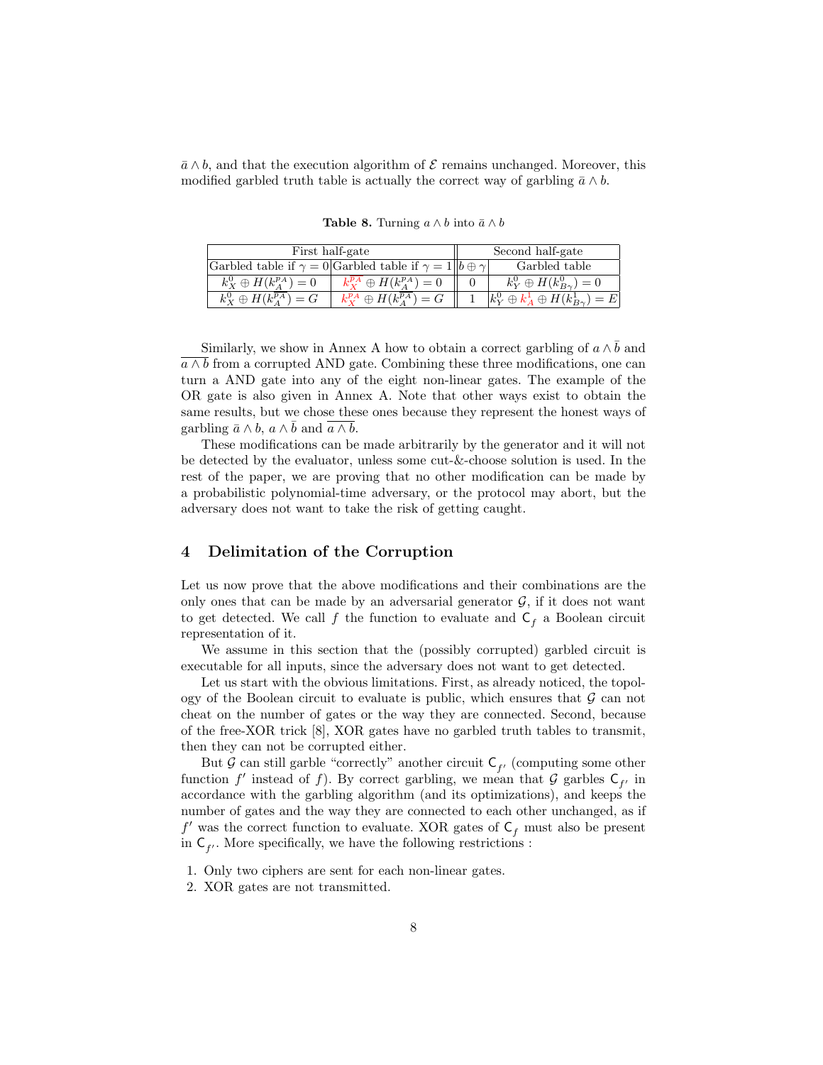$\bar{a} \wedge b$, and that the execution algorithm of $\mathcal{E}$ remains unchanged. Moreover, this modified garbled truth table is actually the correct way of garbling $\bar{a} \wedge b$.

**Table 8.** Turning $a \wedge b$ into $\bar{a} \wedge b$

| First half-gate | | Second half-gate | |
|---|---|---|---|
| Garbled table if $\gamma = 0$ | Garbled table if $\gamma = 1$ | $b \oplus \gamma$ | Garbled table |
| $k_X^0 \oplus H(k_A^{p_A}) = 0$ | $k_X^{\overline{p_A}} \oplus H(k_A^{p_A}) = 0$ | 0 | $k_Y^0 \oplus H(k_{B\gamma}^0) = 0$ |
| $k_X^0 \oplus H(k_A^{\overline{p_A}}) = G$ | $k_X^{p_A} \oplus H(k_A^{\overline{p_A}}) = G$ | 1 | $k_Y^0 \oplus k_A^1 \oplus H(k_{B\gamma}^1) = E$ |

Similarly, we show in Annex A how to obtain a correct garbling of $a \wedge \bar{b}$ and $\overline{a \wedge b}$ from a corrupted AND gate. Combining these three modifications, one can turn a AND gate into any of the eight non-linear gates. The example of the OR gate is also given in Annex A. Note that other ways exist to obtain the same results, but we chose these ones because they represent the honest ways of garbling $\bar{a} \wedge b$, $a \wedge \bar{b}$ and $\overline{a \wedge b}$.

These modifications can be made arbitrarily by the generator and it will not be detected by the evaluator, unless some cut-&-choose solution is used. In the rest of the paper, we are proving that no other modification can be made by a probabilistic polynomial-time adversary, or the protocol may abort, but the adversary does not want to take the risk of getting caught.

## 4 Delimitation of the Corruption

Let us now prove that the above modifications and their combinations are the only ones that can be made by an adversarial generator $\mathcal{G}$, if it does not want to get detected. We call $f$ the function to evaluate and $\mathsf{C}_f$ a Boolean circuit representation of it.

We assume in this section that the (possibly corrupted) garbled circuit is executable for all inputs, since the adversary does not want to get detected.

Let us start with the obvious limitations. First, as already noticed, the topology of the Boolean circuit to evaluate is public, which ensures that $\mathcal{G}$ can not cheat on the number of gates or the way they are connected. Second, because of the free-XOR trick [8], XOR gates have no garbled truth tables to transmit, then they can not be corrupted either.

But $\mathcal{G}$ can still garble "correctly" another circuit $\mathsf{C}_{f'}$ (computing some other function $f'$ instead of $f$). By correct garbling, we mean that $\mathcal{G}$ garbles $\mathsf{C}_{f'}$ in accordance with the garbling algorithm (and its optimizations), and keeps the number of gates and the way they are connected to each other unchanged, as if $f'$ was the correct function to evaluate. XOR gates of $\mathsf{C}_f$ must also be present in $\mathsf{C}_{f'}$. More specifically, we have the following restrictions :

1. Only two ciphers are sent for each non-linear gates.
2. XOR gates are not transmitted.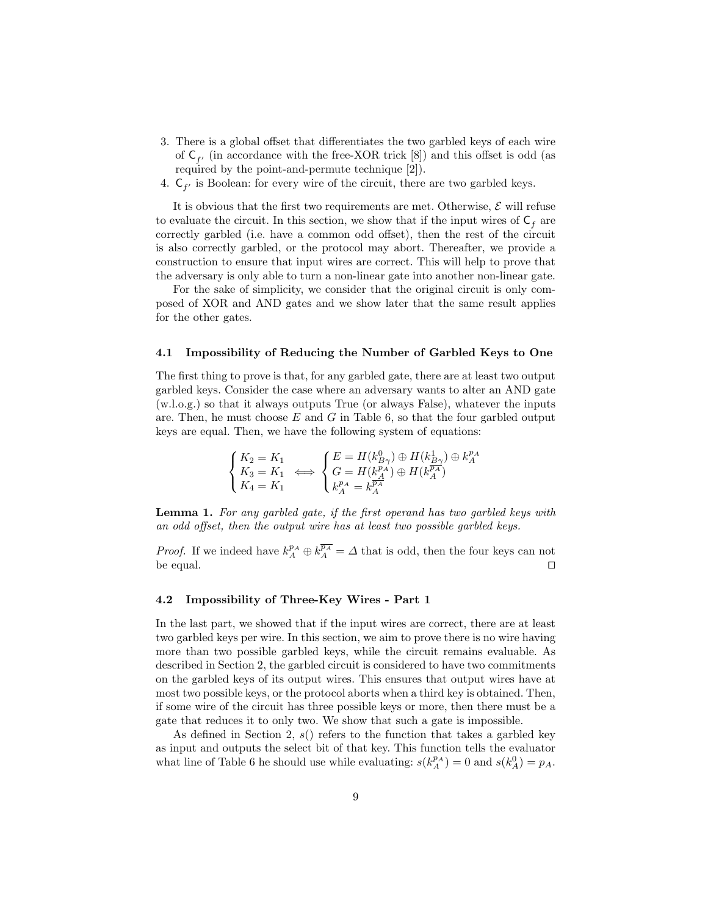3. There is a global offset that differentiates the two garbled keys of each wire of $\mathsf{C}_{f'}$ (in accordance with the free-XOR trick [8]) and this offset is odd (as required by the point-and-permute technique [2]).
4. $\mathsf{C}_{f'}$ is Boolean: for every wire of the circuit, there are two garbled keys.

It is obvious that the first two requirements are met. Otherwise, $\mathcal{E}$ will refuse to evaluate the circuit. In this section, we show that if the input wires of $\mathsf{C}_f$ are correctly garbled (i.e. have a common odd offset), then the rest of the circuit is also correctly garbled, or the protocol may abort. Thereafter, we provide a construction to ensure that input wires are correct. This will help to prove that the adversary is only able to turn a non-linear gate into another non-linear gate.

For the sake of simplicity, we consider that the original circuit is only composed of XOR and AND gates and we show later that the same result applies for the other gates.

### 4.1 Impossibility of Reducing the Number of Garbled Keys to One

The first thing to prove is that, for any garbled gate, there are at least two output garbled keys. Consider the case where an adversary wants to alter an AND gate (w.l.o.g.) so that it always outputs True (or always False), whatever the inputs are. Then, he must choose $E$ and $G$ in Table 6, so that the four garbled output keys are equal. Then, we have the following system of equations:

$$\begin{cases} K_2 = K_1 \\ K_3 = K_1 \\ K_4 = K_1 \end{cases} \iff \begin{cases} E = H(k^0_{B\gamma}) \oplus H(k^1_{B\gamma}) \oplus k^{p_A}_A \\ G = H(k^{p_A}_A) \oplus H(k^{\overline{p_A}}_A) \\ k^{p_A}_A = k^{\overline{p_A}}_A \end{cases}$$

**Lemma 1.** *For any garbled gate, if the first operand has two garbled keys with an odd offset, then the output wire has at least two possible garbled keys.*

*Proof.* If we indeed have $k^{p_A}_A \oplus k^{\overline{p_A}}_A = \Delta$ that is odd, then the four keys can not be equal. $\square$

### 4.2 Impossibility of Three-Key Wires - Part 1

In the last part, we showed that if the input wires are correct, there are at least two garbled keys per wire. In this section, we aim to prove there is no wire having more than two possible garbled keys, while the circuit remains evaluable. As described in Section 2, the garbled circuit is considered to have two commitments on the garbled keys of its output wires. This ensures that output wires have at most two possible keys, or the protocol aborts when a third key is obtained. Then, if some wire of the circuit has three possible keys or more, then there must be a gate that reduces it to only two. We show that such a gate is impossible.

As defined in Section 2, $s()$ refers to the function that takes a garbled key as input and outputs the select bit of that key. This function tells the evaluator what line of Table 6 he should use while evaluating: $s(k^{p_A}_A) = 0$ and $s(k^0_A) = p_A$.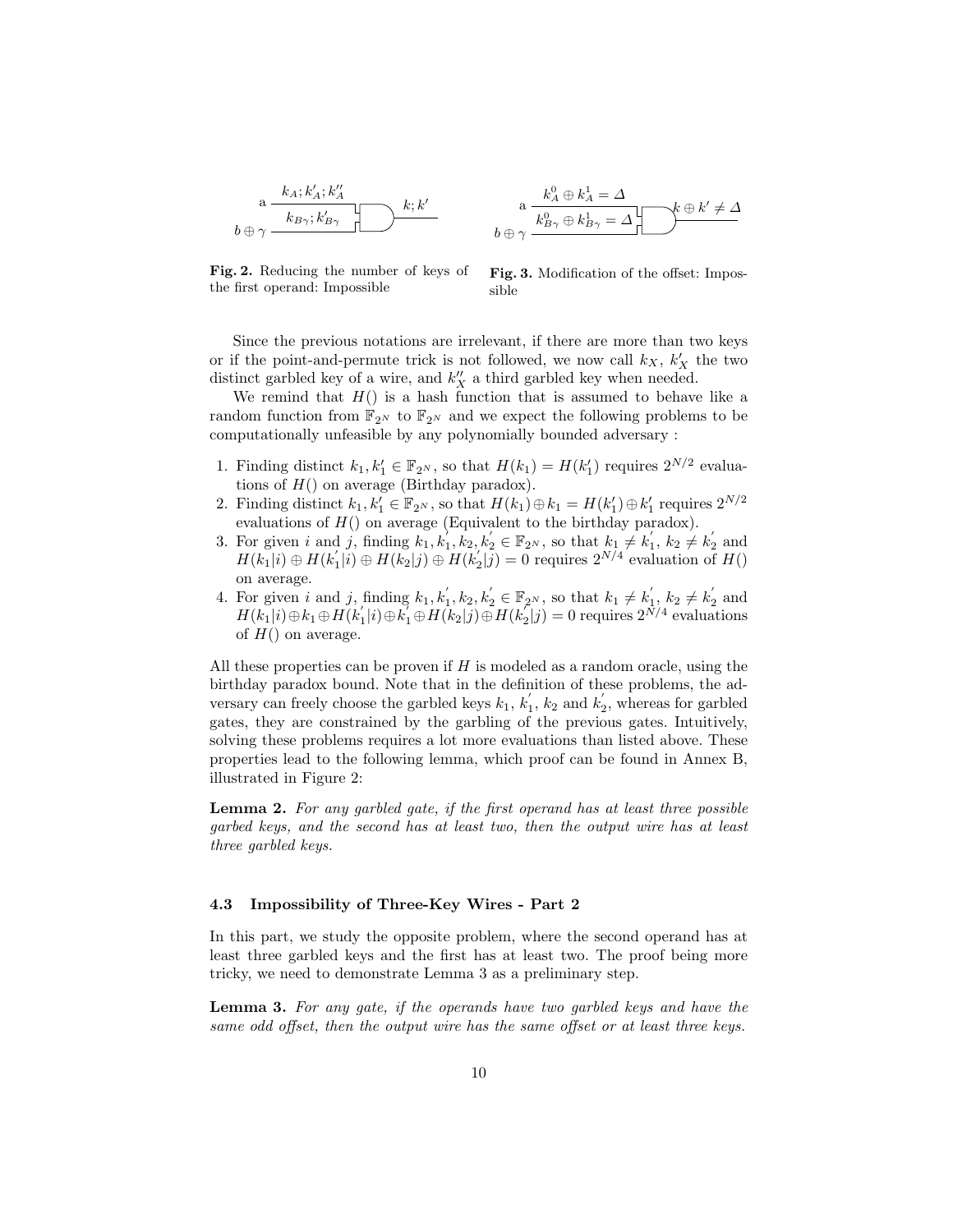Fig. 2. Reducing the number of keys of the first operand: Impossible

Fig. 3. Modification of the offset: Impossible

Since the previous notations are irrelevant, if there are more than two keys or if the point-and-permute trick is not followed, we now call $k_X$, $k'_X$ the two distinct garbled key of a wire, and $k''_X$ a third garbled key when needed.

We remind that $H()$ is a hash function that is assumed to behave like a random function from $\mathbb{F}_{2^N}$ to $\mathbb{F}_{2^N}$ and we expect the following problems to be computationally unfeasible by any polynomially bounded adversary :

1. Finding distinct $k_1, k'_1 \in \mathbb{F}_{2^N}$, so that $H(k_1) = H(k'_1)$ requires $2^{N/2}$ evaluations of $H()$ on average (Birthday paradox).
2. Finding distinct $k_1, k'_1 \in \mathbb{F}_{2^N}$, so that $H(k_1) \oplus k_1 = H(k'_1) \oplus k'_1$ requires $2^{N/2}$ evaluations of $H()$ on average (Equivalent to the birthday paradox).
3. For given $i$ and $j$, finding $k_1, k'_1, k_2, k'_2 \in \mathbb{F}_{2^N}$, so that $k_1 \neq k'_1$, $k_2 \neq k'_2$ and $H(k_1|i) \oplus H(k'_1|i) \oplus H(k_2|j) \oplus H(k'_2|j) = 0$ requires $2^{N/4}$ evaluation of $H()$ on average.
4. For given $i$ and $j$, finding $k_1, k'_1, k_2, k'_2 \in \mathbb{F}_{2^N}$, so that $k_1 \neq k'_1$, $k_2 \neq k'_2$ and $H(k_1|i) \oplus k_1 \oplus H(k'_1|i) \oplus k'_1 \oplus H(k_2|j) \oplus H(k'_2|j) = 0$ requires $2^{N/4}$ evaluations of $H()$ on average.

All these properties can be proven if $H$ is modeled as a random oracle, using the birthday paradox bound. Note that in the definition of these problems, the adversary can freely choose the garbled keys $k_1$, $k'_1$, $k_2$ and $k'_2$, whereas for garbled gates, they are constrained by the garbling of the previous gates. Intuitively, solving these problems requires a lot more evaluations than listed above. These properties lead to the following lemma, which proof can be found in Annex B, illustrated in Figure 2:

**Lemma 2.** *For any garbled gate, if the first operand has at least three possible garbed keys, and the second has at least two, then the output wire has at least three garbled keys.*

### 4.3 Impossibility of Three-Key Wires - Part 2

In this part, we study the opposite problem, where the second operand has at least three garbled keys and the first has at least two. The proof being more tricky, we need to demonstrate Lemma 3 as a preliminary step.

**Lemma 3.** *For any gate, if the operands have two garbled keys and have the same odd offset, then the output wire has the same offset or at least three keys.*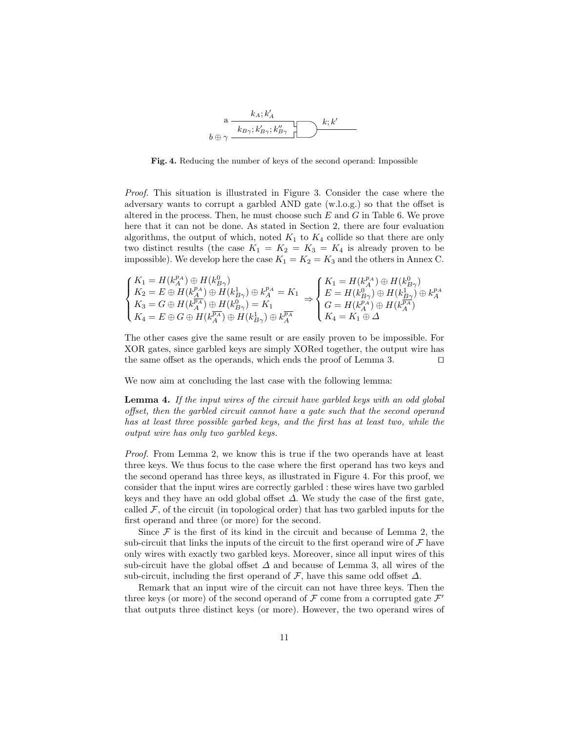a $k_A; k'_A$

$b \oplus \gamma$ $k_{B\gamma}; k'_{B\gamma}; k''_{B\gamma}$

$k; k'$

**Fig. 4.** Reducing the number of keys of the second operand: Impossible

*Proof.* This situation is illustrated in Figure 3. Consider the case where the adversary wants to corrupt a garbled AND gate (w.l.o.g.) so that the offset is altered in the process. Then, he must choose such $E$ and $G$ in Table 6. We prove here that it can not be done. As stated in Section 2, there are four evaluation algorithms, the output of which, noted $K_1$ to $K_4$ collide so that there are only two distinct results (the case $K_1 = K_2 = K_3 = K_4$ is already proven to be impossible). We develop here the case $K_1 = K_2 = K_3$ and the others in Annex C.

$$\begin{cases} K_1 = H(k_A^{p_A}) \oplus H(k_{B\gamma}^0) \\ K_2 = E \oplus H(k_A^{p_A}) \oplus H(k_{B\gamma}^1) \oplus k_A^{p_A} = K_1 \\ K_3 = G \oplus H(k_A^{\overline{p_A}}) \oplus H(k_{B\gamma}^0) = K_1 \\ K_4 = E \oplus G \oplus H(k_A^{\overline{p_A}}) \oplus H(k_{B\gamma}^1) \oplus k_A^{\overline{p_A}} \end{cases} \Rightarrow \begin{cases} K_1 = H(k_A^{p_A}) \oplus H(k_{B\gamma}^0) \\ E = H(k_{B\gamma}^0) \oplus H(k_{B\gamma}^1) \oplus k_A^{p_A} \\ G = H(k_A^{p_A}) \oplus H(k_A^{\overline{p_A}}) \\ K_4 = K_1 \oplus \Delta \end{cases}$$

The other cases give the same result or are easily proven to be impossible. For XOR gates, since garbled keys are simply XORed together, the output wire has the same offset as the operands, which ends the proof of Lemma 3. $\square$

We now aim at concluding the last case with the following lemma:

**Lemma 4.** *If the input wires of the circuit have garbled keys with an odd global offset, then the garbled circuit cannot have a gate such that the second operand has at least three possible garbed keys, and the first has at least two, while the output wire has only two garbled keys.*

*Proof.* From Lemma 2, we know this is true if the two operands have at least three keys. We thus focus to the case where the first operand has two keys and the second operand has three keys, as illustrated in Figure 4. For this proof, we consider that the input wires are correctly garbled : these wires have two garbled keys and they have an odd global offset $\Delta$. We study the case of the first gate, called $\mathcal{F}$, of the circuit (in topological order) that has two garbled inputs for the first operand and three (or more) for the second.

Since $\mathcal{F}$ is the first of its kind in the circuit and because of Lemma 2, the sub-circuit that links the inputs of the circuit to the first operand wire of $\mathcal{F}$ have only wires with exactly two garbled keys. Moreover, since all input wires of this sub-circuit have the global offset $\Delta$ and because of Lemma 3, all wires of the sub-circuit, including the first operand of $\mathcal{F}$, have this same odd offset $\Delta$.

Remark that an input wire of the circuit can not have three keys. Then the three keys (or more) of the second operand of $\mathcal{F}$ come from a corrupted gate $\mathcal{F}'$ that outputs three distinct keys (or more). However, the two operand wires of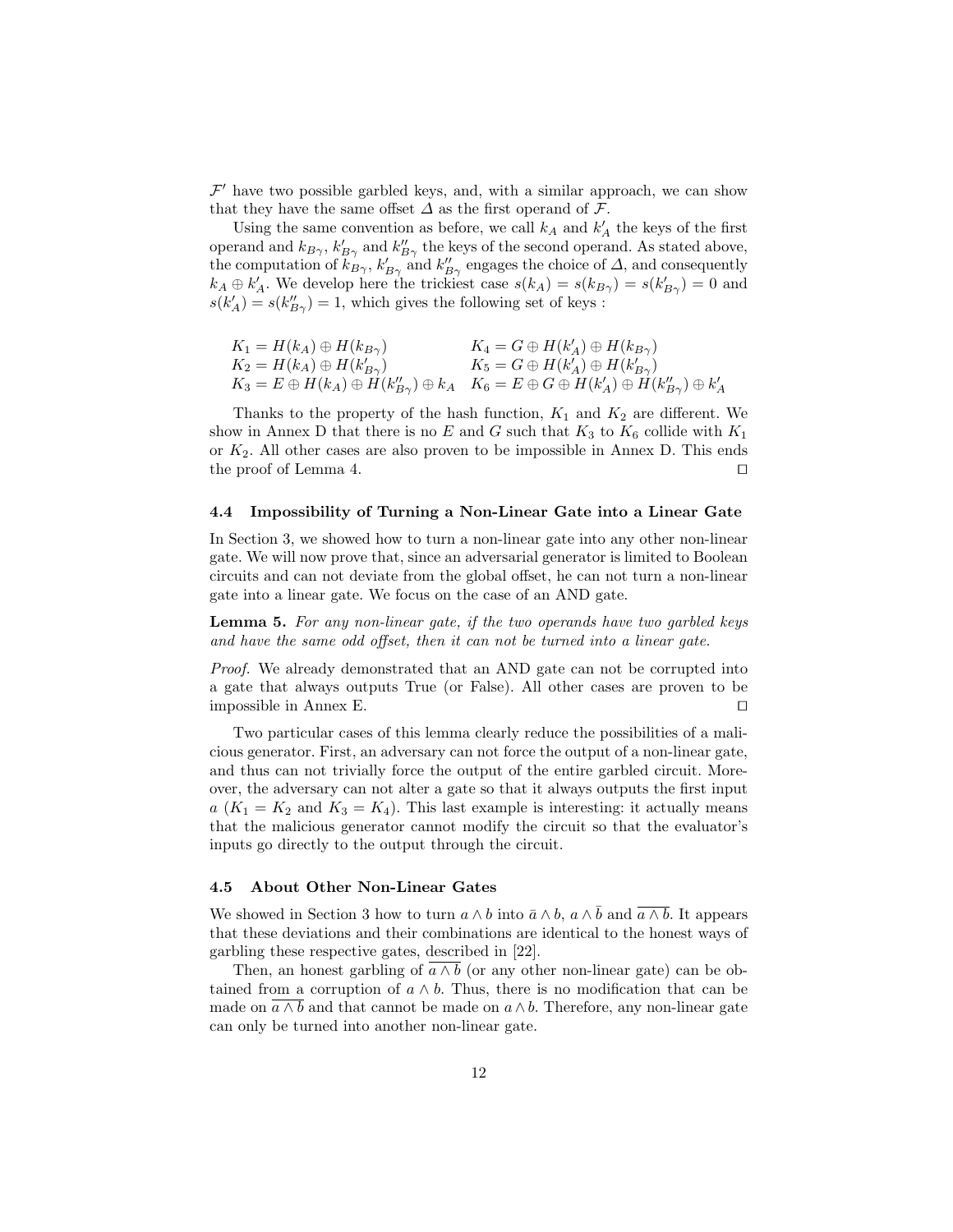$\mathcal{F}'$ have two possible garbled keys, and, with a similar approach, we can show that they have the same offset $\Delta$ as the first operand of $\mathcal{F}$.

Using the same convention as before, we call $k_A$ and $k'_A$ the keys of the first operand and $k_{B\gamma}$, $k'_{B\gamma}$ and $k''_{B\gamma}$ the keys of the second operand. As stated above, the computation of $k_{B\gamma}$, $k'_{B\gamma}$ and $k''_{B\gamma}$ engages the choice of $\Delta$, and consequently $k_A \oplus k'_A$. We develop here the trickiest case $s(k_A) = s(k_{B\gamma}) = s(k'_{B\gamma}) = 0$ and $s(k'_A) = s(k''_{B\gamma}) = 1$, which gives the following set of keys :

$$
\begin{array}{ll}
K_1 = H(k_A) \oplus H(k_{B\gamma}) & K_4 = G \oplus H(k'_A) \oplus H(k_{B\gamma}) \\
K_2 = H(k_A) \oplus H(k'_{B\gamma}) & K_5 = G \oplus H(k'_A) \oplus H(k'_{B\gamma}) \\
K_3 = E \oplus H(k_A) \oplus H(k''_{B\gamma}) \oplus k_A & K_6 = E \oplus G \oplus H(k'_A) \oplus H(k''_{B\gamma}) \oplus k'_A
\end{array}
$$

Thanks to the property of the hash function, $K_1$ and $K_2$ are different. We show in Annex D that there is no $E$ and $G$ such that $K_3$ to $K_6$ collide with $K_1$ or $K_2$. All other cases are also proven to be impossible in Annex D. This ends the proof of Lemma 4. ☐

### 4.4 Impossibility of Turning a Non-Linear Gate into a Linear Gate

In Section 3, we showed how to turn a non-linear gate into any other non-linear gate. We will now prove that, since an adversarial generator is limited to Boolean circuits and can not deviate from the global offset, he can not turn a non-linear gate into a linear gate. We focus on the case of an AND gate.

**Lemma 5.** *For any non-linear gate, if the two operands have two garbled keys and have the same odd offset, then it can not be turned into a linear gate.*

*Proof.* We already demonstrated that an AND gate can not be corrupted into a gate that always outputs True (or False). All other cases are proven to be impossible in Annex E. ☐

Two particular cases of this lemma clearly reduce the possibilities of a malicious generator. First, an adversary can not force the output of a non-linear gate, and thus can not trivially force the output of the entire garbled circuit. Moreover, the adversary can not alter a gate so that it always outputs the first input $a$ ($K_1 = K_2$ and $K_3 = K_4$). This last example is interesting: it actually means that the malicious generator cannot modify the circuit so that the evaluator's inputs go directly to the output through the circuit.

### 4.5 About Other Non-Linear Gates

We showed in Section 3 how to turn $a \wedge b$ into $\bar{a} \wedge b$, $a \wedge \bar{b}$ and $\overline{a \wedge b}$. It appears that these deviations and their combinations are identical to the honest ways of garbling these respective gates, described in [22].

Then, an honest garbling of $\overline{a \wedge b}$ (or any other non-linear gate) can be obtained from a corruption of $a \wedge b$. Thus, there is no modification that can be made on $\overline{a \wedge b}$ and that cannot be made on $a \wedge b$. Therefore, any non-linear gate can only be turned into another non-linear gate.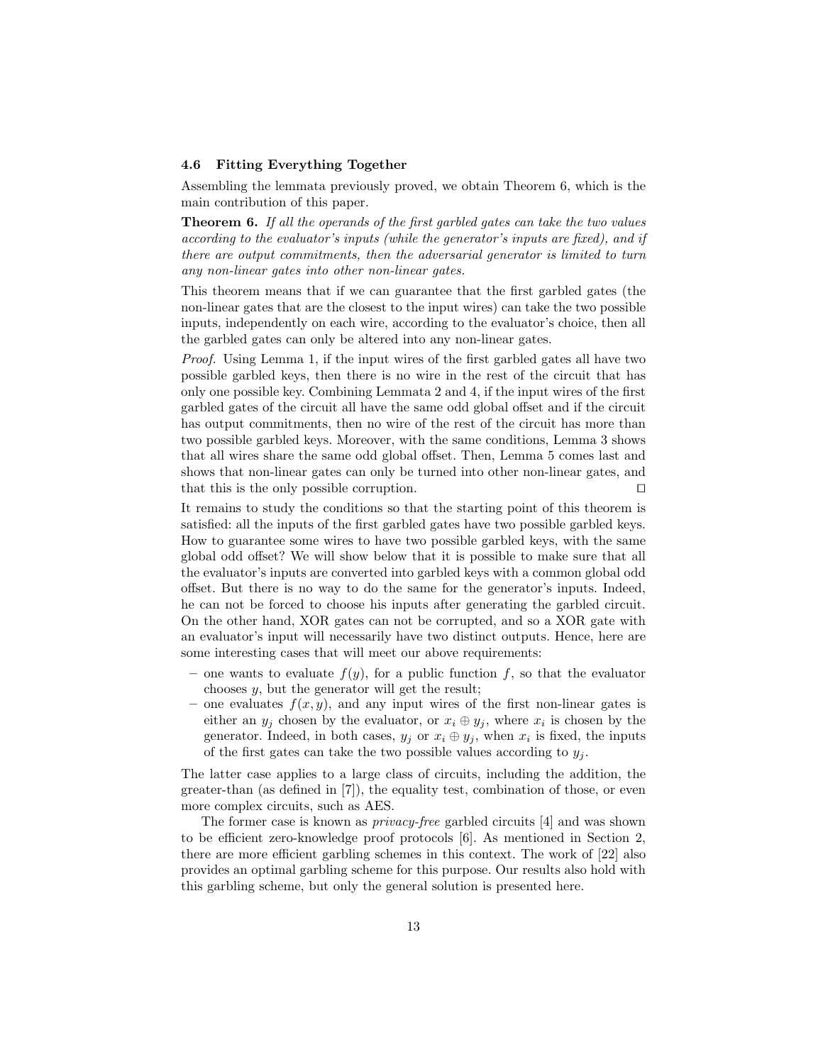### 4.6 Fitting Everything Together

Assembling the lemmata previously proved, we obtain Theorem 6, which is the main contribution of this paper.

**Theorem 6.** *If all the operands of the first garbled gates can take the two values according to the evaluator's inputs (while the generator's inputs are fixed), and if there are output commitments, then the adversarial generator is limited to turn any non-linear gates into other non-linear gates.*

This theorem means that if we can guarantee that the first garbled gates (the non-linear gates that are the closest to the input wires) can take the two possible inputs, independently on each wire, according to the evaluator's choice, then all the garbled gates can only be altered into any non-linear gates.

*Proof.* Using Lemma 1, if the input wires of the first garbled gates all have two possible garbled keys, then there is no wire in the rest of the circuit that has only one possible key. Combining Lemmata 2 and 4, if the input wires of the first garbled gates of the circuit all have the same odd global offset and if the circuit has output commitments, then no wire of the rest of the circuit has more than two possible garbled keys. Moreover, with the same conditions, Lemma 3 shows that all wires share the same odd global offset. Then, Lemma 5 comes last and shows that non-linear gates can only be turned into other non-linear gates, and that this is the only possible corruption. ◻

It remains to study the conditions so that the starting point of this theorem is satisfied: all the inputs of the first garbled gates have two possible garbled keys. How to guarantee some wires to have two possible garbled keys, with the same global odd offset? We will show below that it is possible to make sure that all the evaluator's inputs are converted into garbled keys with a common global odd offset. But there is no way to do the same for the generator's inputs. Indeed, he can not be forced to choose his inputs after generating the garbled circuit. On the other hand, XOR gates can not be corrupted, and so a XOR gate with an evaluator's input will necessarily have two distinct outputs. Hence, here are some interesting cases that will meet our above requirements:

- one wants to evaluate $f(y)$, for a public function $f$, so that the evaluator chooses $y$, but the generator will get the result;
- one evaluates $f(x, y)$, and any input wires of the first non-linear gates is either an $y_j$ chosen by the evaluator, or $x_i \oplus y_j$, where $x_i$ is chosen by the generator. Indeed, in both cases, $y_j$ or $x_i \oplus y_j$, when $x_i$ is fixed, the inputs of the first gates can take the two possible values according to $y_j$.

The latter case applies to a large class of circuits, including the addition, the greater-than (as defined in [7]), the equality test, combination of those, or even more complex circuits, such as AES.

The former case is known as *privacy-free* garbled circuits [4] and was shown to be efficient zero-knowledge proof protocols [6]. As mentioned in Section 2, there are more efficient garbling schemes in this context. The work of [22] also provides an optimal garbling scheme for this purpose. Our results also hold with this garbling scheme, but only the general solution is presented here.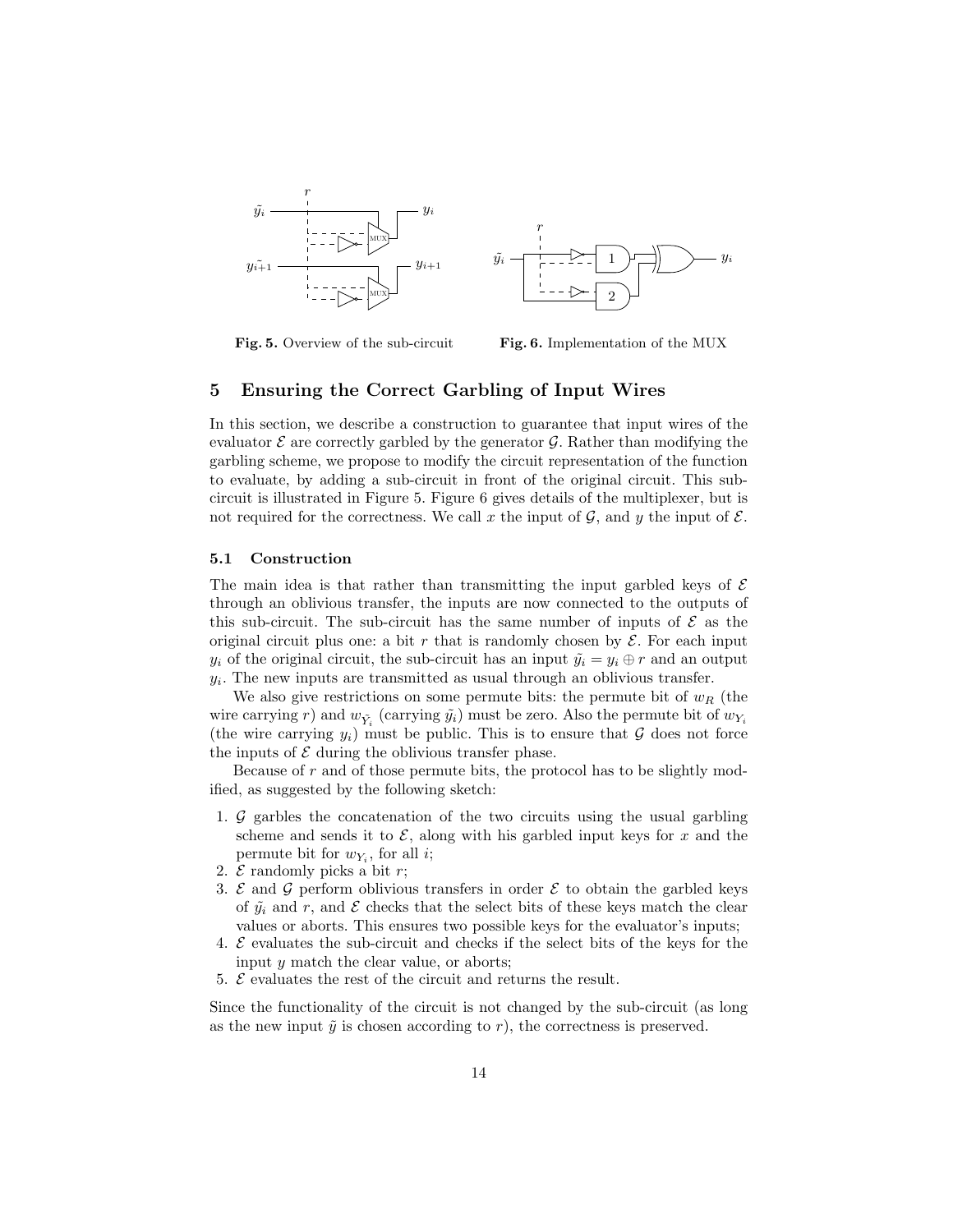Fig. 5. Overview of the sub-circuit

Fig. 6. Implementation of the MUX

## 5 Ensuring the Correct Garbling of Input Wires

In this section, we describe a construction to guarantee that input wires of the evaluator $\mathcal{E}$ are correctly garbled by the generator $\mathcal{G}$. Rather than modifying the garbling scheme, we propose to modify the circuit representation of the function to evaluate, by adding a sub-circuit in front of the original circuit. This sub-circuit is illustrated in Figure 5. Figure 6 gives details of the multiplexer, but is not required for the correctness. We call $x$ the input of $\mathcal{G}$, and $y$ the input of $\mathcal{E}$.

### 5.1 Construction

The main idea is that rather than transmitting the input garbled keys of $\mathcal{E}$ through an oblivious transfer, the inputs are now connected to the outputs of this sub-circuit. The sub-circuit has the same number of inputs of $\mathcal{E}$ as the original circuit plus one: a bit $r$ that is randomly chosen by $\mathcal{E}$. For each input $y_i$ of the original circuit, the sub-circuit has an input $\tilde{y_i} = y_i \oplus r$ and an output $y_i$. The new inputs are transmitted as usual through an oblivious transfer.

We also give restrictions on some permute bits: the permute bit of $w_R$ (the wire carrying $r$) and $w_{\tilde{Y_i}}$ (carrying $\tilde{y_i}$) must be zero. Also the permute bit of $w_{Y_i}$ (the wire carrying $y_i$) must be public. This is to ensure that $\mathcal{G}$ does not force the inputs of $\mathcal{E}$ during the oblivious transfer phase.

Because of $r$ and of those permute bits, the protocol has to be slightly modified, as suggested by the following sketch:

1. $\mathcal{G}$ garbles the concatenation of the two circuits using the usual garbling scheme and sends it to $\mathcal{E}$, along with his garbled input keys for $x$ and the permute bit for $w_{Y_i}$, for all $i$;
2. $\mathcal{E}$ randomly picks a bit $r$;
3. $\mathcal{E}$ and $\mathcal{G}$ perform oblivious transfers in order $\mathcal{E}$ to obtain the garbled keys of $\tilde{y_i}$ and $r$, and $\mathcal{E}$ checks that the select bits of these keys match the clear values or aborts. This ensures two possible keys for the evaluator's inputs;
4. $\mathcal{E}$ evaluates the sub-circuit and checks if the select bits of the keys for the input $y$ match the clear value, or aborts;
5. $\mathcal{E}$ evaluates the rest of the circuit and returns the result.

Since the functionality of the circuit is not changed by the sub-circuit (as long as the new input $\tilde{y}$ is chosen according to $r$), the correctness is preserved.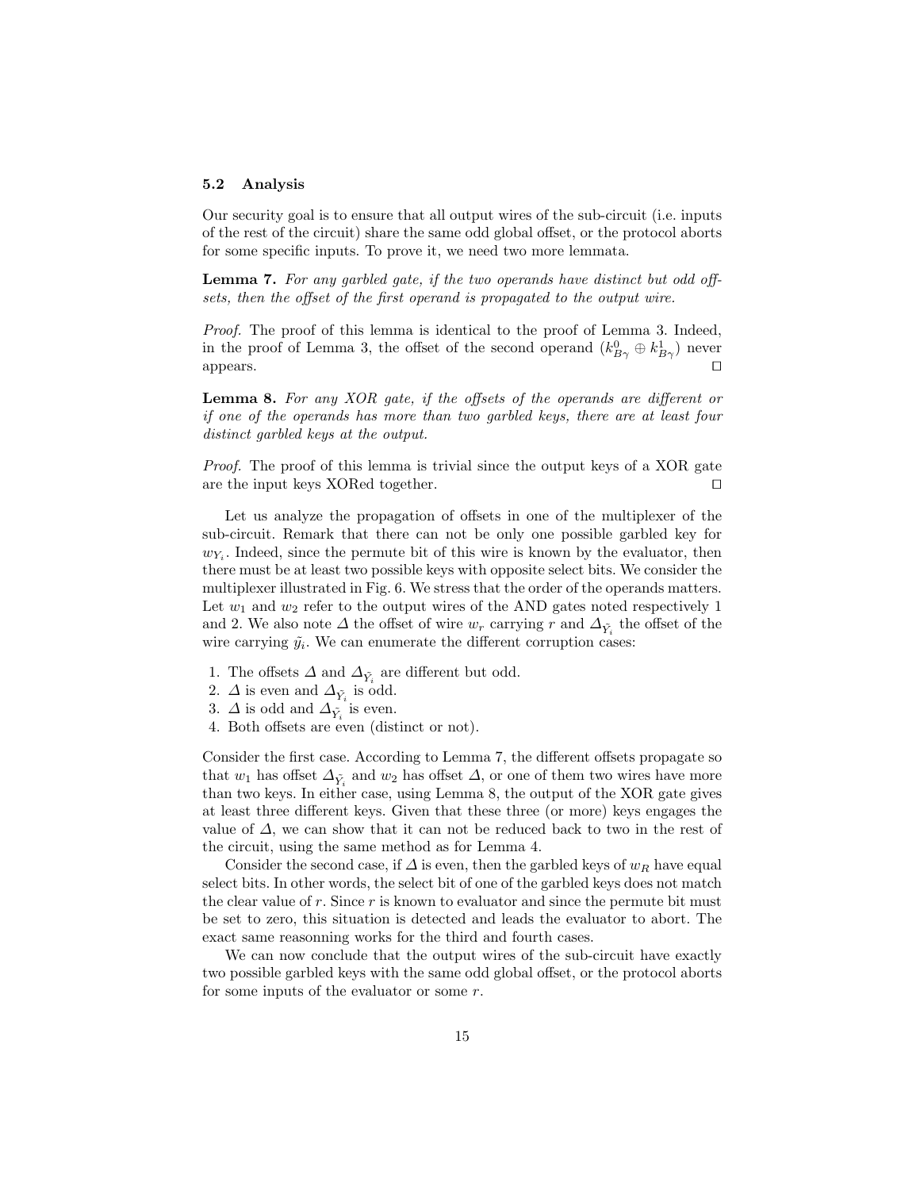### 5.2 Analysis

Our security goal is to ensure that all output wires of the sub-circuit (i.e. inputs of the rest of the circuit) share the same odd global offset, or the protocol aborts for some specific inputs. To prove it, we need two more lemmata.

**Lemma 7.** *For any garbled gate, if the two operands have distinct but odd offsets, then the offset of the first operand is propagated to the output wire.*

*Proof.* The proof of this lemma is identical to the proof of Lemma 3. Indeed, in the proof of Lemma 3, the offset of the second operand $(k^0_{B\gamma} \oplus k^1_{B\gamma})$ never appears. ☐

**Lemma 8.** *For any XOR gate, if the offsets of the operands are different or if one of the operands has more than two garbled keys, there are at least four distinct garbled keys at the output.*

*Proof.* The proof of this lemma is trivial since the output keys of a XOR gate are the input keys XORed together. ☐

Let us analyze the propagation of offsets in one of the multiplexer of the sub-circuit. Remark that there can not be only one possible garbled key for $w_{Y_i}$. Indeed, since the permute bit of this wire is known by the evaluator, then there must be at least two possible keys with opposite select bits. We consider the multiplexer illustrated in Fig. 6. We stress that the order of the operands matters. Let $w_1$ and $w_2$ refer to the output wires of the AND gates noted respectively 1 and 2. We also note $\Delta$ the offset of wire $w_r$ carrying $r$ and $\Delta_{\tilde{Y}_i}$ the offset of the wire carrying $\tilde{y}_i$. We can enumerate the different corruption cases:

1. The offsets $\Delta$ and $\Delta_{\tilde{Y}_i}$ are different but odd.
2. $\Delta$ is even and $\Delta_{\tilde{Y}_i}$ is odd.
3. $\Delta$ is odd and $\Delta_{\tilde{Y}_i}$ is even.
4. Both offsets are even (distinct or not).

Consider the first case. According to Lemma 7, the different offsets propagate so that $w_1$ has offset $\Delta_{\tilde{Y}_i}$ and $w_2$ has offset $\Delta$, or one of them two wires have more than two keys. In either case, using Lemma 8, the output of the XOR gate gives at least three different keys. Given that these three (or more) keys engages the value of $\Delta$, we can show that it can not be reduced back to two in the rest of the circuit, using the same method as for Lemma 4.

Consider the second case, if $\Delta$ is even, then the garbled keys of $w_R$ have equal select bits. In other words, the select bit of one of the garbled keys does not match the clear value of $r$. Since $r$ is known to evaluator and since the permute bit must be set to zero, this situation is detected and leads the evaluator to abort. The exact same reasonning works for the third and fourth cases.

We can now conclude that the output wires of the sub-circuit have exactly two possible garbled keys with the same odd global offset, or the protocol aborts for some inputs of the evaluator or some $r$.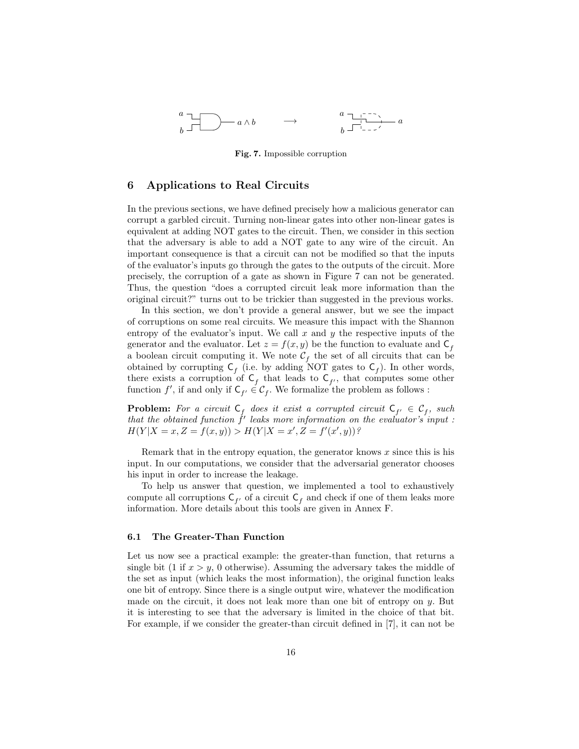**Fig. 7.** Impossible corruption

## 6 Applications to Real Circuits

In the previous sections, we have defined precisely how a malicious generator can corrupt a garbled circuit. Turning non-linear gates into other non-linear gates is equivalent at adding NOT gates to the circuit. Then, we consider in this section that the adversary is able to add a NOT gate to any wire of the circuit. An important consequence is that a circuit can not be modified so that the inputs of the evaluator's inputs go through the gates to the outputs of the circuit. More precisely, the corruption of a gate as shown in Figure 7 can not be generated. Thus, the question "does a corrupted circuit leak more information than the original circuit?" turns out to be trickier than suggested in the previous works.

In this section, we don't provide a general answer, but we see the impact of corruptions on some real circuits. We measure this impact with the Shannon entropy of the evaluator's input. We call $x$ and $y$ the respective inputs of the generator and the evaluator. Let $z = f(x, y)$ be the function to evaluate and $\mathsf{C}_f$ a boolean circuit computing it. We note $\mathcal{C}_f$ the set of all circuits that can be obtained by corrupting $\mathsf{C}_f$ (i.e. by adding NOT gates to $\mathsf{C}_f$). In other words, there exists a corruption of $\mathsf{C}_f$ that leads to $\mathsf{C}_{f'}$, that computes some other function $f'$, if and only if $\mathsf{C}_{f'} \in \mathcal{C}_f$. We formalize the problem as follows :

**Problem:** *For a circuit $\mathsf{C}_f$ does it exist a corrupted circuit $\mathsf{C}_{f'} \in \mathcal{C}_f$, such that the obtained function $f'$ leaks more information on the evaluator's input : $H(Y|X = x, Z = f(x, y)) > H(Y|X = x', Z = f'(x', y))$?*

Remark that in the entropy equation, the generator knows $x$ since this is his input. In our computations, we consider that the adversarial generator chooses his input in order to increase the leakage.

To help us answer that question, we implemented a tool to exhaustively compute all corruptions $\mathsf{C}_{f'}$ of a circuit $\mathsf{C}_f$ and check if one of them leaks more information. More details about this tools are given in Annex F.

### 6.1 The Greater-Than Function

Let us now see a practical example: the greater-than function, that returns a single bit (1 if $x > y$, 0 otherwise). Assuming the adversary takes the middle of the set as input (which leaks the most information), the original function leaks one bit of entropy. Since there is a single output wire, whatever the modification made on the circuit, it does not leak more than one bit of entropy on $y$. But it is interesting to see that the adversary is limited in the choice of that bit. For example, if we consider the greater-than circuit defined in [7], it can not be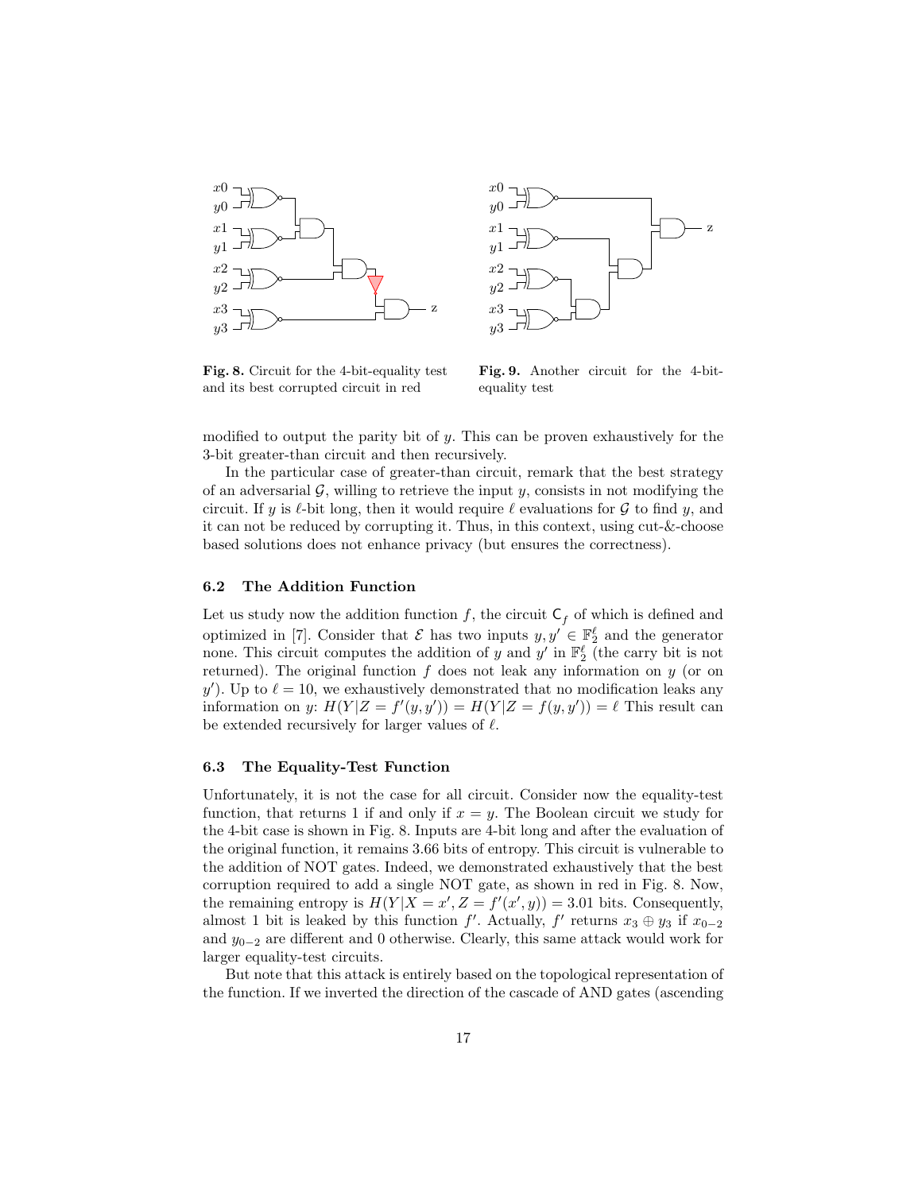**Fig. 8.** Circuit for the 4-bit-equality test and its best corrupted circuit in red

**Fig. 9.** Another circuit for the 4-bit-equality test

modified to output the parity bit of $y$. This can be proven exhaustively for the 3-bit greater-than circuit and then recursively.

In the particular case of greater-than circuit, remark that the best strategy of an adversarial $\mathcal{G}$, willing to retrieve the input $y$, consists in not modifying the circuit. If $y$ is $\ell$-bit long, then it would require $\ell$ evaluations for $\mathcal{G}$ to find $y$, and it can not be reduced by corrupting it. Thus, in this context, using cut-&-choose based solutions does not enhance privacy (but ensures the correctness).

### 6.2 The Addition Function

Let us study now the addition function $f$, the circuit $\mathsf{C}_f$ of which is defined and optimized in [7]. Consider that $\mathcal{E}$ has two inputs $y, y' \in \mathbb{F}_2^\ell$ and the generator none. This circuit computes the addition of $y$ and $y'$ in $\mathbb{F}_2^\ell$ (the carry bit is not returned). The original function $f$ does not leak any information on $y$ (or on $y'$). Up to $\ell = 10$, we exhaustively demonstrated that no modification leaks any information on $y$: $H(Y|Z = f'(y, y')) = H(Y|Z = f(y, y')) = \ell$ This result can be extended recursively for larger values of $\ell$.

### 6.3 The Equality-Test Function

Unfortunately, it is not the case for all circuit. Consider now the equality-test function, that returns 1 if and only if $x = y$. The Boolean circuit we study for the 4-bit case is shown in Fig. 8. Inputs are 4-bit long and after the evaluation of the original function, it remains 3.66 bits of entropy. This circuit is vulnerable to the addition of NOT gates. Indeed, we demonstrated exhaustively that the best corruption required to add a single NOT gate, as shown in red in Fig. 8. Now, the remaining entropy is $H(Y|X = x', Z = f'(x', y)) = 3.01$ bits. Consequently, almost 1 bit is leaked by this function $f'$. Actually, $f'$ returns $x_3 \oplus y_3$ if $x_{0-2}$ and $y_{0-2}$ are different and 0 otherwise. Clearly, this same attack would work for larger equality-test circuits.

But note that this attack is entirely based on the topological representation of the function. If we inverted the direction of the cascade of AND gates (ascending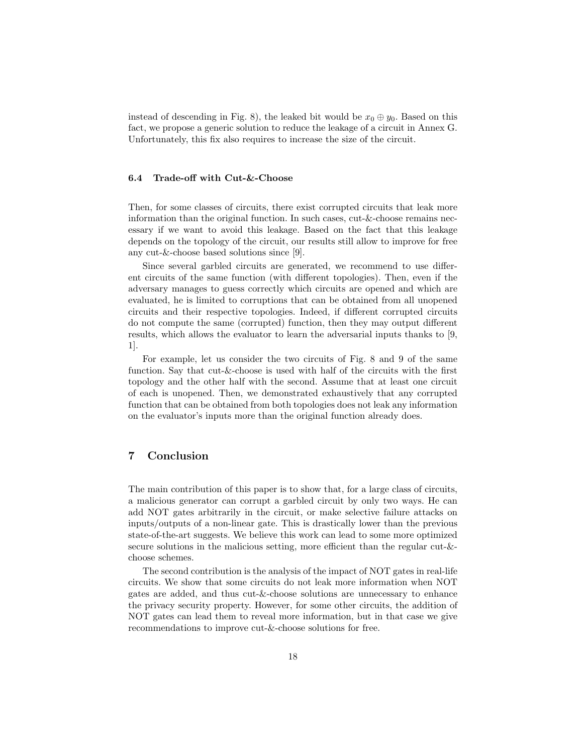instead of descending in Fig. 8), the leaked bit would be $x_0 \oplus y_0$. Based on this fact, we propose a generic solution to reduce the leakage of a circuit in Annex G. Unfortunately, this fix also requires to increase the size of the circuit.

### 6.4 Trade-off with Cut-&-Choose

Then, for some classes of circuits, there exist corrupted circuits that leak more information than the original function. In such cases, cut-&-choose remains necessary if we want to avoid this leakage. Based on the fact that this leakage depends on the topology of the circuit, our results still allow to improve for free any cut-&-choose based solutions since [9].

Since several garbled circuits are generated, we recommend to use different circuits of the same function (with different topologies). Then, even if the adversary manages to guess correctly which circuits are opened and which are evaluated, he is limited to corruptions that can be obtained from all unopened circuits and their respective topologies. Indeed, if different corrupted circuits do not compute the same (corrupted) function, then they may output different results, which allows the evaluator to learn the adversarial inputs thanks to [9, 1].

For example, let us consider the two circuits of Fig. 8 and 9 of the same function. Say that cut-&-choose is used with half of the circuits with the first topology and the other half with the second. Assume that at least one circuit of each is unopened. Then, we demonstrated exhaustively that any corrupted function that can be obtained from both topologies does not leak any information on the evaluator's inputs more than the original function already does.

## 7 Conclusion

The main contribution of this paper is to show that, for a large class of circuits, a malicious generator can corrupt a garbled circuit by only two ways. He can add NOT gates arbitrarily in the circuit, or make selective failure attacks on inputs/outputs of a non-linear gate. This is drastically lower than the previous state-of-the-art suggests. We believe this work can lead to some more optimized secure solutions in the malicious setting, more efficient than the regular cut-&-choose schemes.

The second contribution is the analysis of the impact of NOT gates in real-life circuits. We show that some circuits do not leak more information when NOT gates are added, and thus cut-&-choose solutions are unnecessary to enhance the privacy security property. However, for some other circuits, the addition of NOT gates can lead them to reveal more information, but in that case we give recommendations to improve cut-&-choose solutions for free.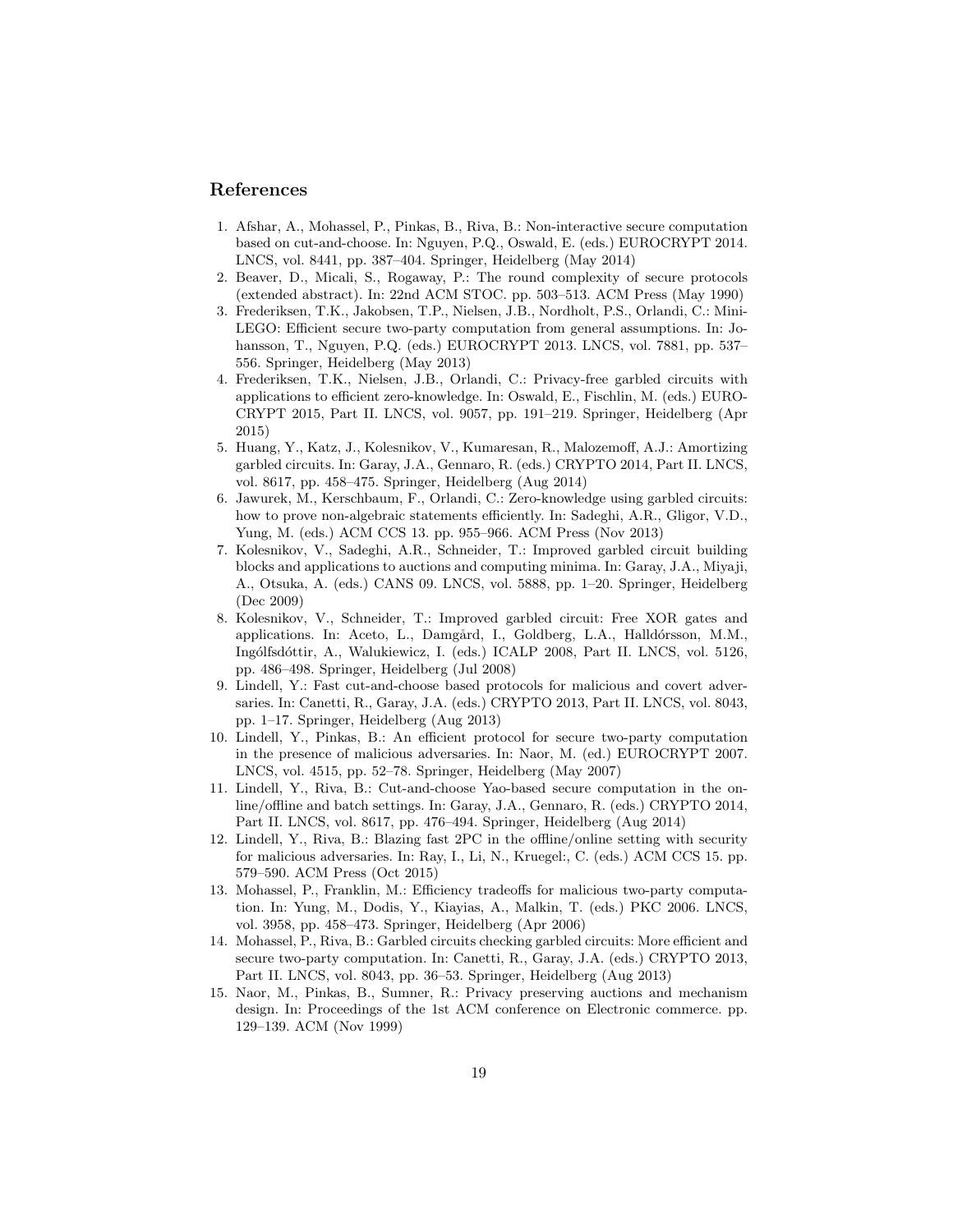## References

1. Afshar, A., Mohassel, P., Pinkas, B., Riva, B.: Non-interactive secure computation based on cut-and-choose. In: Nguyen, P.Q., Oswald, E. (eds.) EUROCRYPT 2014. LNCS, vol. 8441, pp. 387–404. Springer, Heidelberg (May 2014)
2. Beaver, D., Micali, S., Rogaway, P.: The round complexity of secure protocols (extended abstract). In: 22nd ACM STOC. pp. 503–513. ACM Press (May 1990)
3. Frederiksen, T.K., Jakobsen, T.P., Nielsen, J.B., Nordholt, P.S., Orlandi, C.: MiniLEGO: Efficient secure two-party computation from general assumptions. In: Johansson, T., Nguyen, P.Q. (eds.) EUROCRYPT 2013. LNCS, vol. 7881, pp. 537–556. Springer, Heidelberg (May 2013)
4. Frederiksen, T.K., Nielsen, J.B., Orlandi, C.: Privacy-free garbled circuits with applications to efficient zero-knowledge. In: Oswald, E., Fischlin, M. (eds.) EUROCRYPT 2015, Part II. LNCS, vol. 9057, pp. 191–219. Springer, Heidelberg (Apr 2015)
5. Huang, Y., Katz, J., Kolesnikov, V., Kumaresan, R., Malozemoff, A.J.: Amortizing garbled circuits. In: Garay, J.A., Gennaro, R. (eds.) CRYPTO 2014, Part II. LNCS, vol. 8617, pp. 458–475. Springer, Heidelberg (Aug 2014)
6. Jawurek, M., Kerschbaum, F., Orlandi, C.: Zero-knowledge using garbled circuits: how to prove non-algebraic statements efficiently. In: Sadeghi, A.R., Gligor, V.D., Yung, M. (eds.) ACM CCS 13. pp. 955–966. ACM Press (Nov 2013)
7. Kolesnikov, V., Sadeghi, A.R., Schneider, T.: Improved garbled circuit building blocks and applications to auctions and computing minima. In: Garay, J.A., Miyaji, A., Otsuka, A. (eds.) CANS 09. LNCS, vol. 5888, pp. 1–20. Springer, Heidelberg (Dec 2009)
8. Kolesnikov, V., Schneider, T.: Improved garbled circuit: Free XOR gates and applications. In: Aceto, L., Damgård, I., Goldberg, L.A., Halldórsson, M.M., Ingólfsdóttir, A., Walukiewicz, I. (eds.) ICALP 2008, Part II. LNCS, vol. 5126, pp. 486–498. Springer, Heidelberg (Jul 2008)
9. Lindell, Y.: Fast cut-and-choose based protocols for malicious and covert adversaries. In: Canetti, R., Garay, J.A. (eds.) CRYPTO 2013, Part II. LNCS, vol. 8043, pp. 1–17. Springer, Heidelberg (Aug 2013)
10. Lindell, Y., Pinkas, B.: An efficient protocol for secure two-party computation in the presence of malicious adversaries. In: Naor, M. (ed.) EUROCRYPT 2007. LNCS, vol. 4515, pp. 52–78. Springer, Heidelberg (May 2007)
11. Lindell, Y., Riva, B.: Cut-and-choose Yao-based secure computation in the online/offline and batch settings. In: Garay, J.A., Gennaro, R. (eds.) CRYPTO 2014, Part II. LNCS, vol. 8617, pp. 476–494. Springer, Heidelberg (Aug 2014)
12. Lindell, Y., Riva, B.: Blazing fast 2PC in the offline/online setting with security for malicious adversaries. In: Ray, I., Li, N., Kruegel:, C. (eds.) ACM CCS 15. pp. 579–590. ACM Press (Oct 2015)
13. Mohassel, P., Franklin, M.: Efficiency tradeoffs for malicious two-party computation. In: Yung, M., Dodis, Y., Kiayias, A., Malkin, T. (eds.) PKC 2006. LNCS, vol. 3958, pp. 458–473. Springer, Heidelberg (Apr 2006)
14. Mohassel, P., Riva, B.: Garbled circuits checking garbled circuits: More efficient and secure two-party computation. In: Canetti, R., Garay, J.A. (eds.) CRYPTO 2013, Part II. LNCS, vol. 8043, pp. 36–53. Springer, Heidelberg (Aug 2013)
15. Naor, M., Pinkas, B., Sumner, R.: Privacy preserving auctions and mechanism design. In: Proceedings of the 1st ACM conference on Electronic commerce. pp. 129–139. ACM (Nov 1999)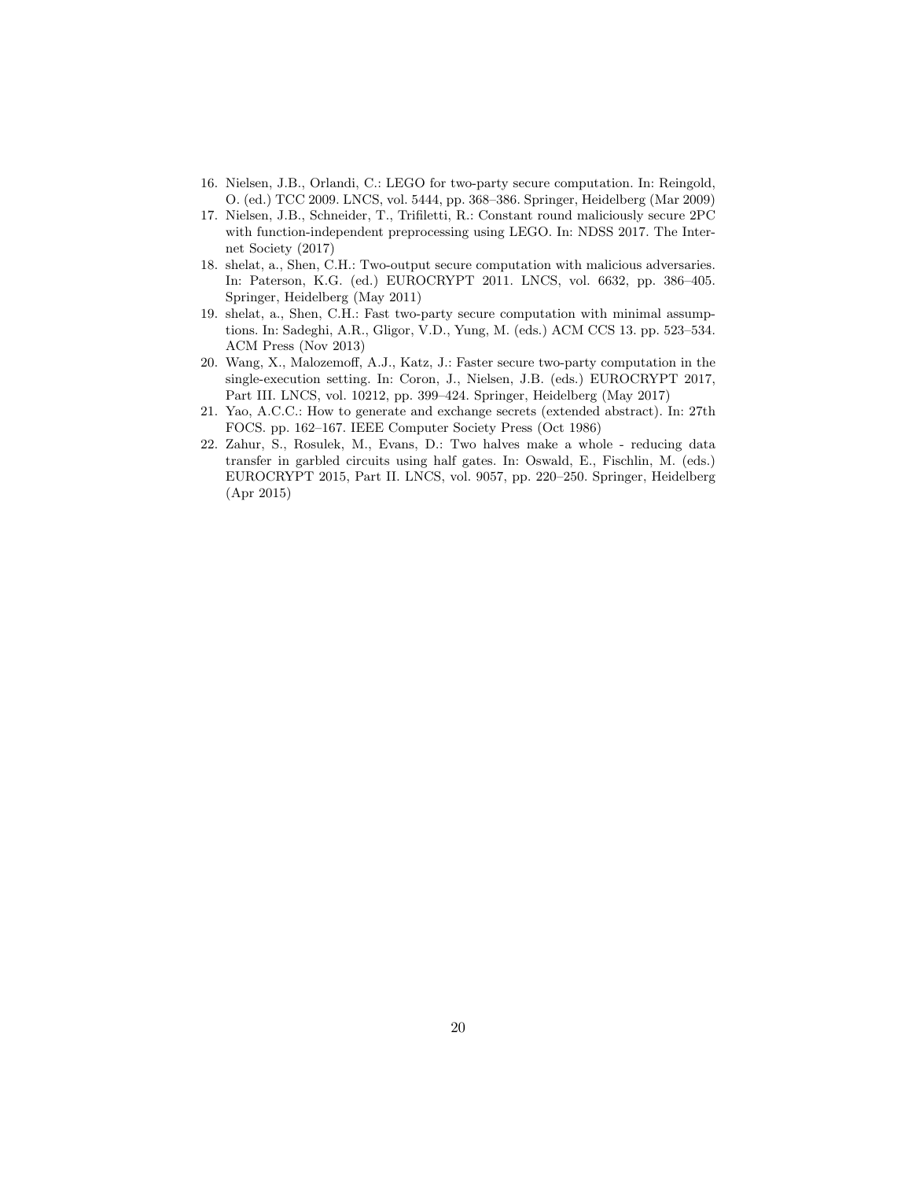16. Nielsen, J.B., Orlandi, C.: LEGO for two-party secure computation. In: Reingold, O. (ed.) TCC 2009. LNCS, vol. 5444, pp. 368–386. Springer, Heidelberg (Mar 2009)
17. Nielsen, J.B., Schneider, T., Trifiletti, R.: Constant round maliciously secure 2PC with function-independent preprocessing using LEGO. In: NDSS 2017. The Internet Society (2017)
18. shelat, a., Shen, C.H.: Two-output secure computation with malicious adversaries. In: Paterson, K.G. (ed.) EUROCRYPT 2011. LNCS, vol. 6632, pp. 386–405. Springer, Heidelberg (May 2011)
19. shelat, a., Shen, C.H.: Fast two-party secure computation with minimal assumptions. In: Sadeghi, A.R., Gligor, V.D., Yung, M. (eds.) ACM CCS 13. pp. 523–534. ACM Press (Nov 2013)
20. Wang, X., Malozemoff, A.J., Katz, J.: Faster secure two-party computation in the single-execution setting. In: Coron, J., Nielsen, J.B. (eds.) EUROCRYPT 2017, Part III. LNCS, vol. 10212, pp. 399–424. Springer, Heidelberg (May 2017)
21. Yao, A.C.C.: How to generate and exchange secrets (extended abstract). In: 27th FOCS. pp. 162–167. IEEE Computer Society Press (Oct 1986)
22. Zahur, S., Rosulek, M., Evans, D.: Two halves make a whole - reducing data transfer in garbled circuits using half gates. In: Oswald, E., Fischlin, M. (eds.) EUROCRYPT 2015, Part II. LNCS, vol. 9057, pp. 220–250. Springer, Heidelberg (Apr 2015)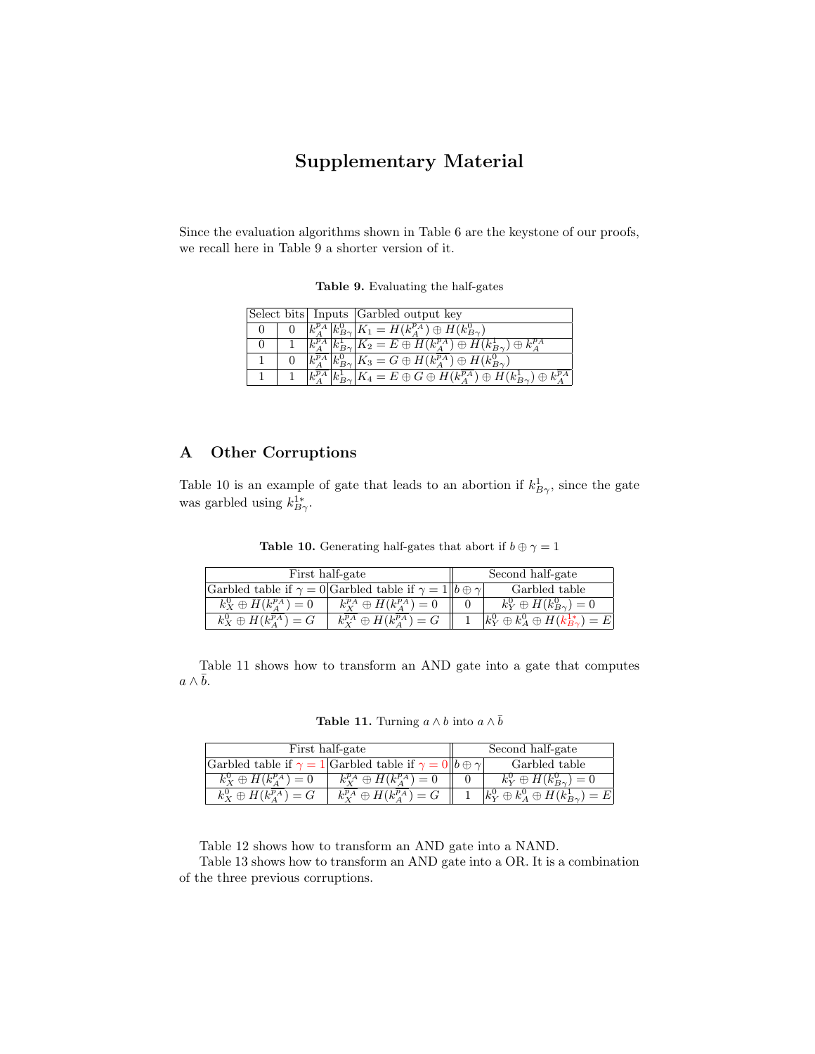# Supplementary Material

Since the evaluation algorithms shown in Table 6 are the keystone of our proofs, we recall here in Table 9 a shorter version of it.

**Table 9.** Evaluating the half-gates

| Select bits | | Inputs | | Garbled output key |
|---|---|---|---|---|
| 0 | 0 | $k_A^{p_A}$ | $k_{B\gamma}^0$ | $K_1 = H(k_A^{p_A}) \oplus H(k_{B\gamma}^0)$ |
| 0 | 1 | $k_A^{p_A}$ | $k_{B\gamma}^1$ | $K_2 = E \oplus H(k_A^{p_A}) \oplus H(k_{B\gamma}^1) \oplus k_A^{p_A}$ |
| 1 | 0 | $k_A^{\overline{p_A}}$ | $k_{B\gamma}^0$ | $K_3 = G \oplus H(k_A^{\overline{p_A}}) \oplus H(k_{B\gamma}^0)$ |
| 1 | 1 | $k_A^{\overline{p_A}}$ | $k_{B\gamma}^1$ | $K_4 = E \oplus G \oplus H(k_A^{\overline{p_A}}) \oplus H(k_{B\gamma}^1) \oplus k_A^{\overline{p_A}}$ |

## A Other Corruptions

Table 10 is an example of gate that leads to an abortion if $k_{B\gamma}^1$, since the gate was garbled using $k_{B\gamma}^{1*}$.

**Table 10.** Generating half-gates that abort if $b \oplus \gamma = 1$

| First half-gate | | Second half-gate | |
|---|---|---|---|
| Garbled table if $\gamma = 0$ | Garbled table if $\gamma = 1$ | $b \oplus \gamma$ | Garbled table |
| $k_X^0 \oplus H(k_A^{p_A}) = 0$ | $k_X^{p_A} \oplus H(k_A^{p_A}) = 0$ | 0 | $k_Y^0 \oplus H(k_{B\gamma}^0) = 0$ |
| $k_X^0 \oplus H(k_A^{\overline{p_A}}) = G$ | $k_X^{\overline{p_A}} \oplus H(k_A^{\overline{p_A}}) = G$ | 1 | $k_Y^0 \oplus k_A^0 \oplus H(k_{B\gamma}^{1*}) = E$ |

Table 11 shows how to transform an AND gate into a gate that computes $a \wedge \bar{b}$.

**Table 11.** Turning $a \wedge b$ into $a \wedge \bar{b}$

| First half-gate | | Second half-gate | |
|---|---|---|---|
| Garbled table if $\gamma = 1$ | Garbled table if $\gamma = 0$ | $b \oplus \gamma$ | Garbled table |
| $k_X^0 \oplus H(k_A^{p_A}) = 0$ | $k_X^{p_A} \oplus H(k_A^{p_A}) = 0$ | 0 | $k_Y^0 \oplus H(k_{B\gamma}^0) = 0$ |
| $k_X^0 \oplus H(k_A^{\overline{p_A}}) = G$ | $k_X^{\overline{p_A}} \oplus H(k_A^{\overline{p_A}}) = G$ | 1 | $k_Y^0 \oplus k_A^0 \oplus H(k_{B\gamma}^1) = E$ |

Table 12 shows how to transform an AND gate into a NAND.

Table 13 shows how to transform an AND gate into a OR. It is a combination of the three previous corruptions.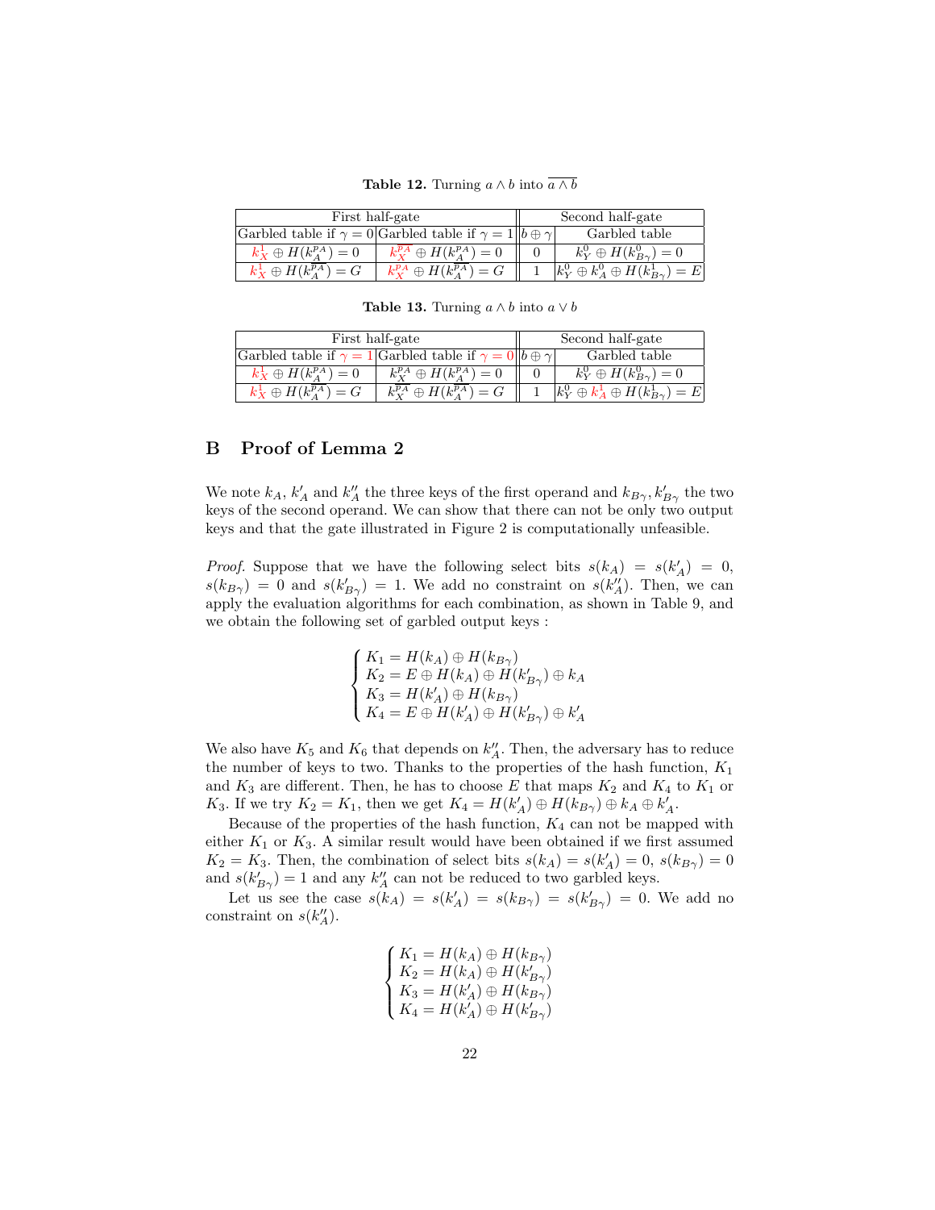**Table 12.** Turning $a \wedge b$ into $\overline{a \wedge b}$

| First half-gate | | Second half-gate | |
|---|---|---|---|
| Garbled table if $\gamma = 0$ | Garbled table if $\gamma = 1$ | $b \oplus \gamma$ | Garbled table |
| $k_X^1 \oplus H(k_A^{p_A}) = 0$ | $k_X^{p_A} \oplus H(k_A^{p_A}) = 0$ | 0 | $k_Y^0 \oplus H(k_{B\gamma}^0) = 0$ |
| $k_X^1 \oplus H(k_A^{\overline{p_A}}) = G$ | $k_X^{p_A} \oplus H(k_A^{\overline{p_A}}) = G$ | 1 | $k_Y^0 \oplus k_A^0 \oplus H(k_{B\gamma}^1) = E$ |

**Table 13.** Turning $a \wedge b$ into $a \vee b$

| First half-gate | | Second half-gate | |
|---|---|---|---|
| Garbled table if $\gamma = 1$ | Garbled table if $\gamma = 0$ | $b \oplus \gamma$ | Garbled table |
| $k_X^1 \oplus H(k_A^{p_A}) = 0$ | $k_X^{p_A} \oplus H(k_A^{p_A}) = 0$ | 0 | $k_Y^0 \oplus H(k_{B\gamma}^0) = 0$ |
| $k_X^1 \oplus H(k_A^{\overline{p_A}}) = G$ | $k_X^{\overline{p_A}} \oplus H(k_A^{\overline{p_A}}) = G$ | 1 | $k_Y^0 \oplus k_A^1 \oplus H(k_{B\gamma}^1) = E$ |

## B Proof of Lemma 2

We note $k_A$, $k'_A$ and $k''_A$ the three keys of the first operand and $k_{B\gamma}, k'_{B\gamma}$ the two keys of the second operand. We can show that there can not be only two output keys and that the gate illustrated in Figure 2 is computationally unfeasible.

*Proof.* Suppose that we have the following select bits $s(k_A) = s(k'_A) = 0$, $s(k_{B\gamma}) = 0$ and $s(k'_{B\gamma}) = 1$. We add no constraint on $s(k''_A)$. Then, we can apply the evaluation algorithms for each combination, as shown in Table 9, and we obtain the following set of garbled output keys :

$$\begin{cases} K_1 = H(k_A) \oplus H(k_{B\gamma}) \\ K_2 = E \oplus H(k_A) \oplus H(k'_{B\gamma}) \oplus k_A \\ K_3 = H(k'_A) \oplus H(k_{B\gamma}) \\ K_4 = E \oplus H(k'_A) \oplus H(k'_{B\gamma}) \oplus k'_A \end{cases}$$

We also have $K_5$ and $K_6$ that depends on $k''_A$. Then, the adversary has to reduce the number of keys to two. Thanks to the properties of the hash function, $K_1$ and $K_3$ are different. Then, he has to choose $E$ that maps $K_2$ and $K_4$ to $K_1$ or $K_3$. If we try $K_2 = K_1$, then we get $K_4 = H(k'_A) \oplus H(k_{B\gamma}) \oplus k_A \oplus k'_A$.

Because of the properties of the hash function, $K_4$ can not be mapped with either $K_1$ or $K_3$. A similar result would have been obtained if we first assumed $K_2 = K_3$. Then, the combination of select bits $s(k_A) = s(k'_A) = 0$, $s(k_{B\gamma}) = 0$ and $s(k'_{B\gamma}) = 1$ and any $k''_A$ can not be reduced to two garbled keys.

Let us see the case $s(k_A) = s(k'_A) = s(k_{B\gamma}) = s(k'_{B\gamma}) = 0$. We add no constraint on $s(k''_A)$.

$$\begin{cases} K_1 = H(k_A) \oplus H(k_{B\gamma}) \\ K_2 = H(k_A) \oplus H(k'_{B\gamma}) \\ K_3 = H(k'_A) \oplus H(k_{B\gamma}) \\ K_4 = H(k'_A) \oplus H(k'_{B\gamma}) \end{cases}$$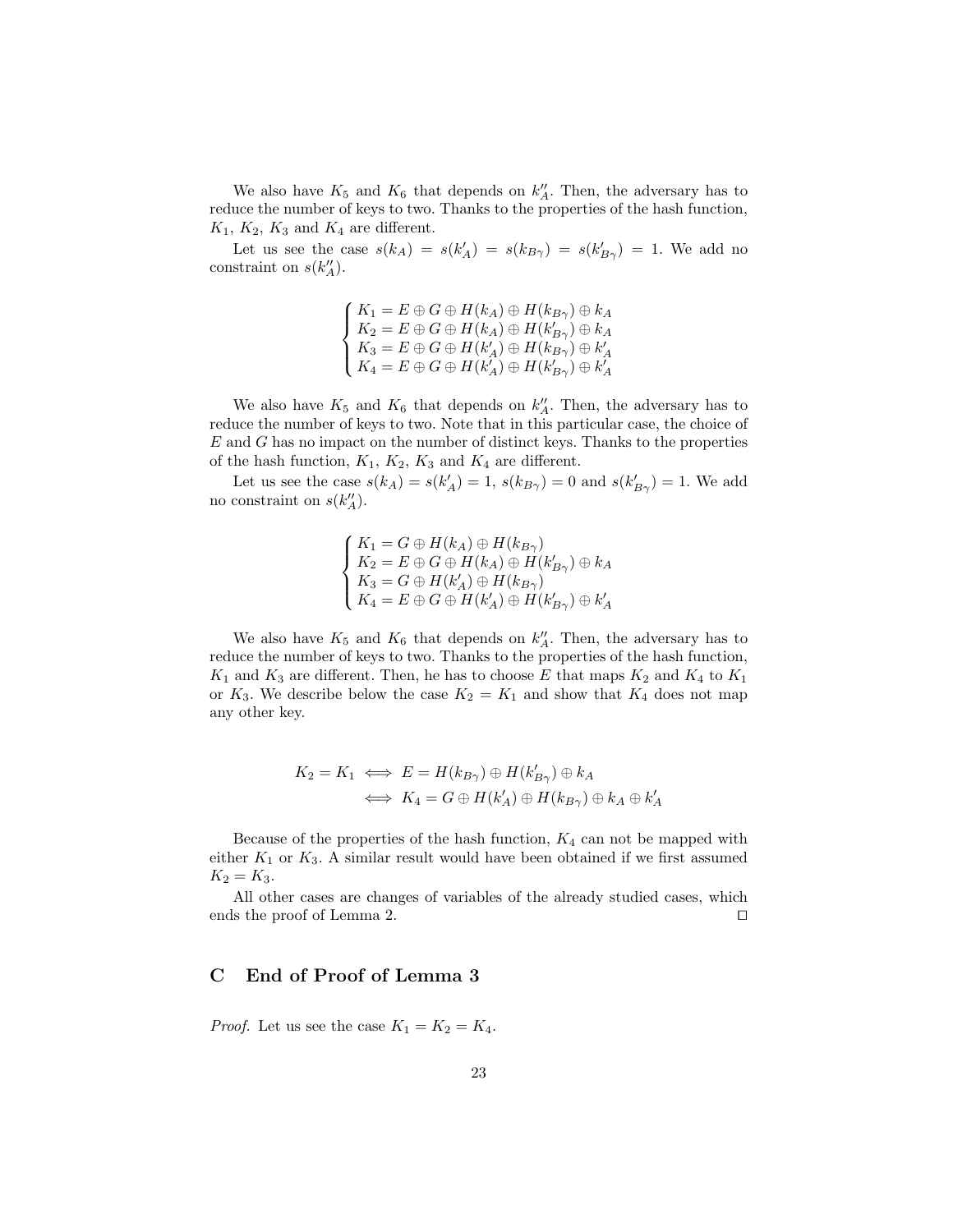We also have $K_5$ and $K_6$ that depends on $k''_A$. Then, the adversary has to reduce the number of keys to two. Thanks to the properties of the hash function, $K_1$, $K_2$, $K_3$ and $K_4$ are different.

Let us see the case $s(k_A) = s(k'_A) = s(k_{B\gamma}) = s(k'_{B\gamma}) = 1$. We add no constraint on $s(k''_A)$.

$$\begin{cases} K_1 = E \oplus G \oplus H(k_A) \oplus H(k_{B\gamma}) \oplus k_A \\ K_2 = E \oplus G \oplus H(k_A) \oplus H(k'_{B\gamma}) \oplus k_A \\ K_3 = E \oplus G \oplus H(k'_A) \oplus H(k_{B\gamma}) \oplus k'_A \\ K_4 = E \oplus G \oplus H(k'_A) \oplus H(k'_{B\gamma}) \oplus k'_A \end{cases}$$

We also have $K_5$ and $K_6$ that depends on $k''_A$. Then, the adversary has to reduce the number of keys to two. Note that in this particular case, the choice of $E$ and $G$ has no impact on the number of distinct keys. Thanks to the properties of the hash function, $K_1$, $K_2$, $K_3$ and $K_4$ are different.

Let us see the case $s(k_A) = s(k'_A) = 1$, $s(k_{B\gamma}) = 0$ and $s(k'_{B\gamma}) = 1$. We add no constraint on $s(k''_A)$.

$$\begin{cases} K_1 = G \oplus H(k_A) \oplus H(k_{B\gamma}) \\ K_2 = E \oplus G \oplus H(k_A) \oplus H(k'_{B\gamma}) \oplus k_A \\ K_3 = G \oplus H(k'_A) \oplus H(k_{B\gamma}) \\ K_4 = E \oplus G \oplus H(k'_A) \oplus H(k'_{B\gamma}) \oplus k'_A \end{cases}$$

We also have $K_5$ and $K_6$ that depends on $k''_A$. Then, the adversary has to reduce the number of keys to two. Thanks to the properties of the hash function, $K_1$ and $K_3$ are different. Then, he has to choose $E$ that maps $K_2$ and $K_4$ to $K_1$ or $K_3$. We describe below the case $K_2 = K_1$ and show that $K_4$ does not map any other key.

$$\begin{aligned} K_2 = K_1 &\iff E = H(k_{B\gamma}) \oplus H(k'_{B\gamma}) \oplus k_A \\ &\iff K_4 = G \oplus H(k'_A) \oplus H(k_{B\gamma}) \oplus k_A \oplus k'_A \end{aligned}$$

Because of the properties of the hash function, $K_4$ can not be mapped with either $K_1$ or $K_3$. A similar result would have been obtained if we first assumed $K_2 = K_3$.

All other cases are changes of variables of the already studied cases, which ends the proof of Lemma 2. □

## C End of Proof of Lemma 3

*Proof.* Let us see the case $K_1 = K_2 = K_4$.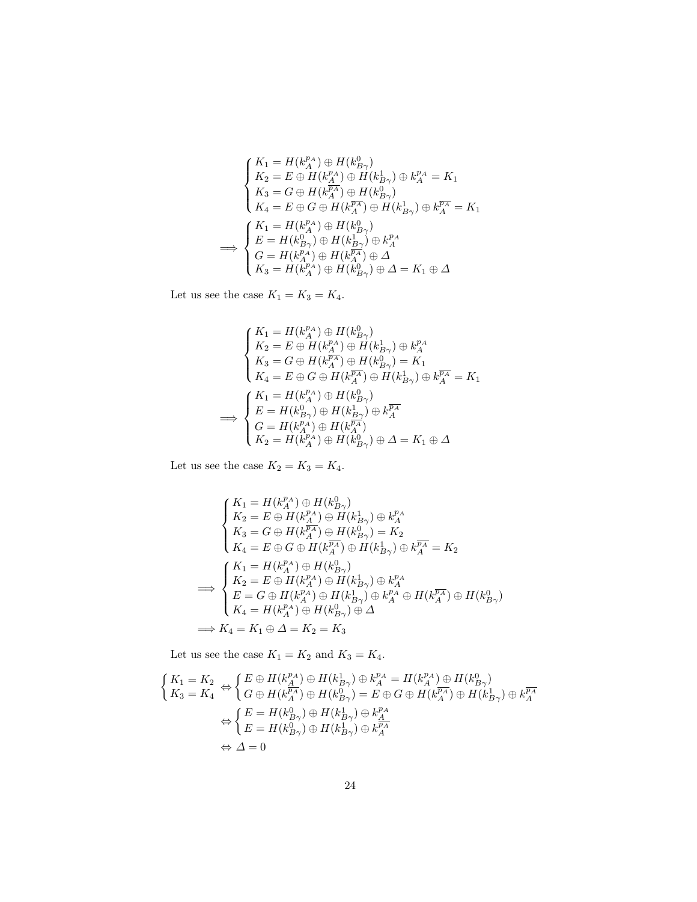$$
\begin{cases}
K_1 = H(k_A^{p_A}) \oplus H(k_{B\gamma}^0) \\
K_2 = E \oplus H(k_A^{p_A}) \oplus H(k_{B\gamma}^1) \oplus k_A^{p_A} = K_1 \\
K_3 = G \oplus H(k_A^{\overline{p_A}}) \oplus H(k_{B\gamma}^0) \\
K_4 = E \oplus G \oplus H(k_A^{\overline{p_A}}) \oplus H(k_{B\gamma}^1) \oplus k_A^{\overline{p_A}} = K_1
\end{cases}
$$

$$
\Longrightarrow
\begin{cases}
K_1 = H(k_A^{p_A}) \oplus H(k_{B\gamma}^0) \\
E = H(k_{B\gamma}^0) \oplus H(k_{B\gamma}^1) \oplus k_A^{p_A} \\
G = H(k_A^{p_A}) \oplus H(k_A^{\overline{p_A}}) \oplus \Delta \\
K_3 = H(k_A^{p_A}) \oplus H(k_{B\gamma}^0) \oplus \Delta = K_1 \oplus \Delta
\end{cases}
$$

Let us see the case $K_1 = K_3 = K_4$.

$$
\begin{cases}
K_1 = H(k_A^{p_A}) \oplus H(k_{B\gamma}^0) \\
K_2 = E \oplus H(k_A^{p_A}) \oplus H(k_{B\gamma}^1) \oplus k_A^{p_A} \\
K_3 = G \oplus H(k_A^{\overline{p_A}}) \oplus H(k_{B\gamma}^0) = K_1 \\
K_4 = E \oplus G \oplus H(k_A^{\overline{p_A}}) \oplus H(k_{B\gamma}^1) \oplus k_A^{\overline{p_A}} = K_1
\end{cases}
$$

$$
\Longrightarrow
\begin{cases}
K_1 = H(k_A^{p_A}) \oplus H(k_{B\gamma}^0) \\
E = H(k_{B\gamma}^0) \oplus H(k_{B\gamma}^1) \oplus k_A^{\overline{p_A}} \\
G = H(k_A^{p_A}) \oplus H(k_A^{\overline{p_A}}) \\
K_2 = H(k_A^{p_A}) \oplus H(k_{B\gamma}^0) \oplus \Delta = K_1 \oplus \Delta
\end{cases}
$$

Let us see the case $K_2 = K_3 = K_4$.

$$
\begin{cases}
K_1 = H(k_A^{p_A}) \oplus H(k_{B\gamma}^0) \\
K_2 = E \oplus H(k_A^{p_A}) \oplus H(k_{B\gamma}^1) \oplus k_A^{p_A} \\
K_3 = G \oplus H(k_A^{\overline{p_A}}) \oplus H(k_{B\gamma}^0) = K_2 \\
K_4 = E \oplus G \oplus H(k_A^{\overline{p_A}}) \oplus H(k_{B\gamma}^1) \oplus k_A^{\overline{p_A}} = K_2
\end{cases}
$$

$$
\Longrightarrow
\begin{cases}
K_1 = H(k_A^{p_A}) \oplus H(k_{B\gamma}^0) \\
K_2 = E \oplus H(k_A^{p_A}) \oplus H(k_{B\gamma}^1) \oplus k_A^{p_A} \\
E = G \oplus H(k_A^{p_A}) \oplus H(k_{B\gamma}^1) \oplus k_A^{p_A} \oplus H(k_A^{\overline{p_A}}) \oplus H(k_{B\gamma}^0) \\
K_4 = H(k_A^{p_A}) \oplus H(k_{B\gamma}^0) \oplus \Delta
\end{cases}
$$

$$
\Longrightarrow K_4 = K_1 \oplus \Delta = K_2 = K_3
$$

Let us see the case $K_1 = K_2$ and $K_3 = K_4$.

$$
\begin{cases}
K_1 = K_2 \\
K_3 = K_4
\end{cases}
\Leftrightarrow
\begin{cases}
E \oplus H(k_A^{p_A}) \oplus H(k_{B\gamma}^1) \oplus k_A^{p_A} = H(k_A^{p_A}) \oplus H(k_{B\gamma}^0) \\
G \oplus H(k_A^{\overline{p_A}}) \oplus H(k_{B\gamma}^0) = E \oplus G \oplus H(k_A^{\overline{p_A}}) \oplus H(k_{B\gamma}^1) \oplus k_A^{\overline{p_A}}
\end{cases}
$$

$$
\Leftrightarrow
\begin{cases}
E = H(k_{B\gamma}^0) \oplus H(k_{B\gamma}^1) \oplus k_A^{p_A} \\
E = H(k_{B\gamma}^0) \oplus H(k_{B\gamma}^1) \oplus k_A^{\overline{p_A}}
\end{cases}
$$

$$
\Leftrightarrow \Delta = 0
$$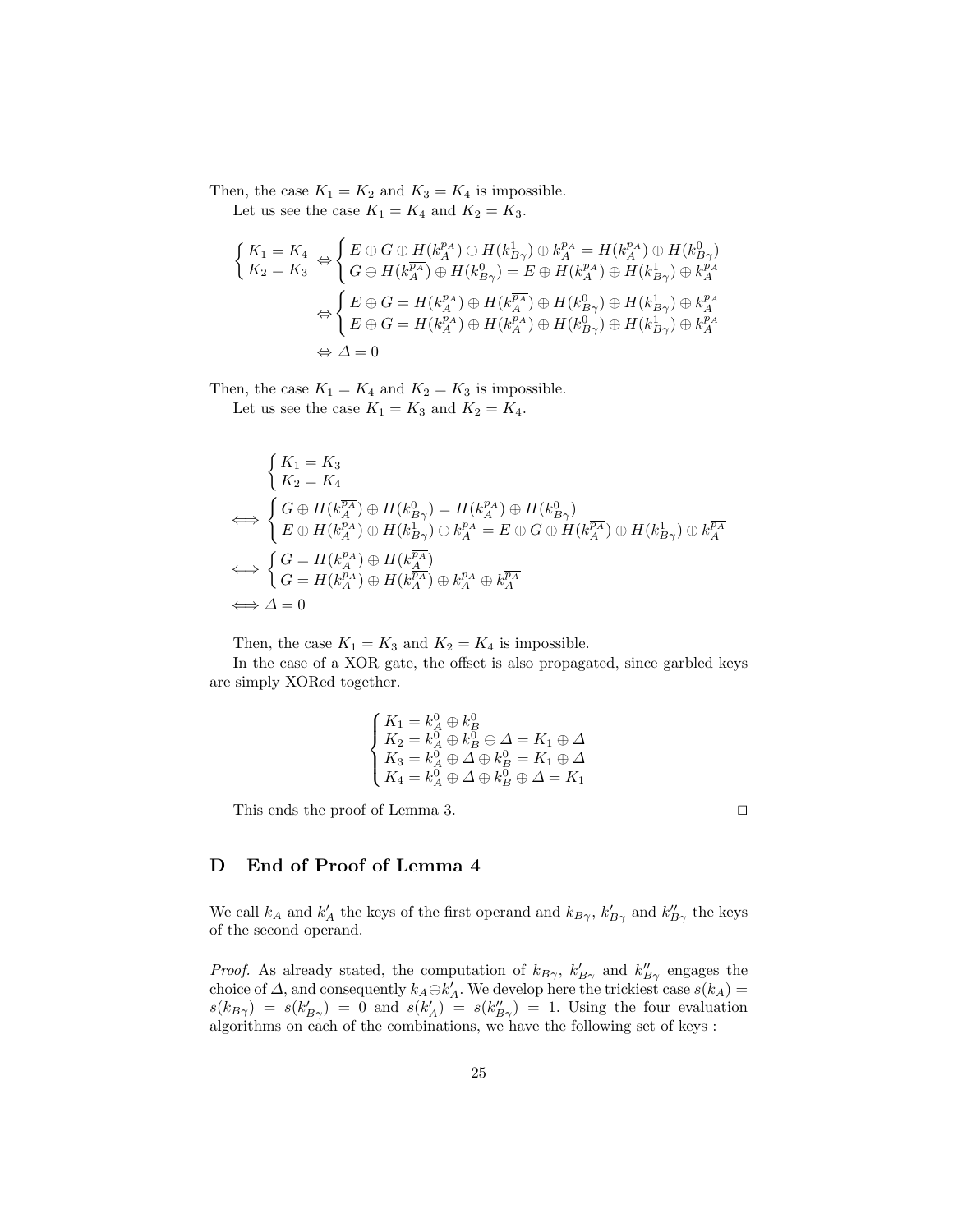Then, the case $K_1 = K_2$ and $K_3 = K_4$ is impossible.

Let us see the case $K_1 = K_4$ and $K_2 = K_3$.

$$\begin{cases} K_1 = K_4 \\ K_2 = K_3 \end{cases} \Leftrightarrow \begin{cases} E \oplus G \oplus H(k_A^{\overline{p_A}}) \oplus H(k_{B\gamma}^1) \oplus k_A^{\overline{p_A}} = H(k_A^{p_A}) \oplus H(k_{B\gamma}^0) \\ G \oplus H(k_A^{\overline{p_A}}) \oplus H(k_{B\gamma}^0) = E \oplus H(k_A^{p_A}) \oplus H(k_{B\gamma}^1) \oplus k_A^{p_A} \end{cases}$$

$$\Leftrightarrow \begin{cases} E \oplus G = H(k_A^{p_A}) \oplus H(k_A^{\overline{p_A}}) \oplus H(k_{B\gamma}^0) \oplus H(k_{B\gamma}^1) \oplus k_A^{p_A} \\ E \oplus G = H(k_A^{p_A}) \oplus H(k_A^{\overline{p_A}}) \oplus H(k_{B\gamma}^0) \oplus H(k_{B\gamma}^1) \oplus k_A^{\overline{p_A}} \end{cases}$$

$$\Leftrightarrow \Delta = 0$$

Then, the case $K_1 = K_4$ and $K_2 = K_3$ is impossible.

Let us see the case $K_1 = K_3$ and $K_2 = K_4$.

$$\begin{cases} K_1 = K_3 \\ K_2 = K_4 \end{cases}$$

$$\Longleftrightarrow \begin{cases} G \oplus H(k_A^{\overline{p_A}}) \oplus H(k_{B\gamma}^0) = H(k_A^{p_A}) \oplus H(k_{B\gamma}^0) \\ E \oplus H(k_A^{p_A}) \oplus H(k_{B\gamma}^1) \oplus k_A^{p_A} = E \oplus G \oplus H(k_A^{\overline{p_A}}) \oplus H(k_{B\gamma}^1) \oplus k_A^{\overline{p_A}} \end{cases}$$

$$\Longleftrightarrow \begin{cases} G = H(k_A^{p_A}) \oplus H(k_A^{\overline{p_A}}) \\ G = H(k_A^{p_A}) \oplus H(k_A^{\overline{p_A}}) \oplus k_A^{p_A} \oplus k_A^{\overline{p_A}} \end{cases}$$

$$\Longleftrightarrow \Delta = 0$$

Then, the case $K_1 = K_3$ and $K_2 = K_4$ is impossible.

In the case of a XOR gate, the offset is also propagated, since garbled keys are simply XORed together.

$$\begin{cases} K_1 = k_A^0 \oplus k_B^0 \\ K_2 = k_A^0 \oplus k_B^0 \oplus \Delta = K_1 \oplus \Delta \\ K_3 = k_A^0 \oplus \Delta \oplus k_B^0 = K_1 \oplus \Delta \\ K_4 = k_A^0 \oplus \Delta \oplus k_B^0 \oplus \Delta = K_1 \end{cases}$$

This ends the proof of Lemma 3. $\square$

## D End of Proof of Lemma 4

We call $k_A$ and $k'_A$ the keys of the first operand and $k_{B\gamma}$, $k'_{B\gamma}$ and $k''_{B\gamma}$ the keys of the second operand.

*Proof.* As already stated, the computation of $k_{B\gamma}$, $k'_{B\gamma}$ and $k''_{B\gamma}$ engages the choice of $\Delta$, and consequently $k_A \oplus k'_A$. We develop here the trickiest case $s(k_A) = s(k_{B\gamma}) = s(k'_{B\gamma}) = 0$ and $s(k'_A) = s(k''_{B\gamma}) = 1$. Using the four evaluation algorithms on each of the combinations, we have the following set of keys :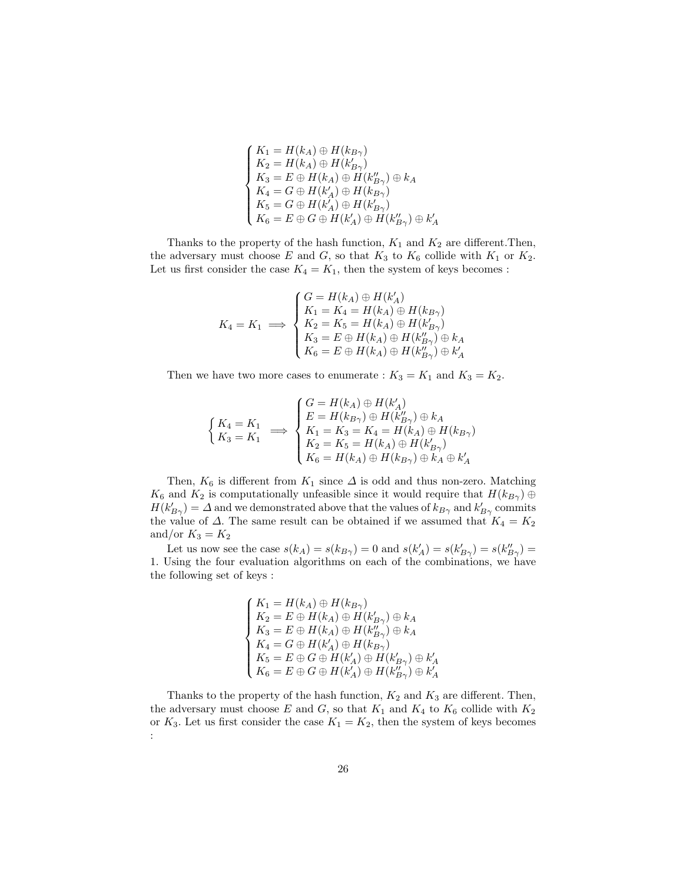$$
\begin{cases}
K_1 = H(k_A) \oplus H(k_{B\gamma}) \\
K_2 = H(k_A) \oplus H(k'_{B\gamma}) \\
K_3 = E \oplus H(k_A) \oplus H(k''_{B\gamma}) \oplus k_A \\
K_4 = G \oplus H(k'_A) \oplus H(k_{B\gamma}) \\
K_5 = G \oplus H(k'_A) \oplus H(k'_{B\gamma}) \\
K_6 = E \oplus G \oplus H(k'_A) \oplus H(k''_{B\gamma}) \oplus k'_A
\end{cases}
$$

Thanks to the property of the hash function, $K_1$ and $K_2$ are different.Then, the adversary must choose $E$ and $G$, so that $K_3$ to $K_6$ collide with $K_1$ or $K_2$. Let us first consider the case $K_4 = K_1$, then the system of keys becomes :

$$
K_4 = K_1 \implies
\begin{cases}
G = H(k_A) \oplus H(k'_A) \\
K_1 = K_4 = H(k_A) \oplus H(k_{B\gamma}) \\
K_2 = K_5 = H(k_A) \oplus H(k'_{B\gamma}) \\
K_3 = E \oplus H(k_A) \oplus H(k''_{B\gamma}) \oplus k_A \\
K_6 = E \oplus H(k_A) \oplus H(k''_{B\gamma}) \oplus k'_A
\end{cases}
$$

Then we have two more cases to enumerate : $K_3 = K_1$ and $K_3 = K_2$.

$$
\begin{cases}
K_4 = K_1 \\
K_3 = K_1
\end{cases}
\implies
\begin{cases}
G = H(k_A) \oplus H(k'_A) \\
E = H(k_{B\gamma}) \oplus H(k''_{B\gamma}) \oplus k_A \\
K_1 = K_3 = K_4 = H(k_A) \oplus H(k_{B\gamma}) \\
K_2 = K_5 = H(k_A) \oplus H(k'_{B\gamma}) \\
K_6 = H(k_A) \oplus H(k_{B\gamma}) \oplus k_A \oplus k'_A
\end{cases}
$$

Then, $K_6$ is different from $K_1$ since $\Delta$ is odd and thus non-zero. Matching $K_6$ and $K_2$ is computationally unfeasible since it would require that $H(k_{B\gamma}) \oplus H(k'_{B\gamma}) = \Delta$ and we demonstrated above that the values of $k_{B\gamma}$ and $k'_{B\gamma}$ commits the value of $\Delta$. The same result can be obtained if we assumed that $K_4 = K_2$ and/or $K_3 = K_2$

Let us now see the case $s(k_A) = s(k_{B\gamma}) = 0$ and $s(k'_A) = s(k'_{B\gamma}) = s(k''_{B\gamma}) = 1$. Using the four evaluation algorithms on each of the combinations, we have the following set of keys :

$$
\begin{cases}
K_1 = H(k_A) \oplus H(k_{B\gamma}) \\
K_2 = E \oplus H(k_A) \oplus H(k'_{B\gamma}) \oplus k_A \\
K_3 = E \oplus H(k_A) \oplus H(k''_{B\gamma}) \oplus k_A \\
K_4 = G \oplus H(k'_A) \oplus H(k_{B\gamma}) \\
K_5 = E \oplus G \oplus H(k'_A) \oplus H(k'_{B\gamma}) \oplus k'_A \\
K_6 = E \oplus G \oplus H(k'_A) \oplus H(k''_{B\gamma}) \oplus k'_A
\end{cases}
$$

Thanks to the property of the hash function, $K_2$ and $K_3$ are different. Then, the adversary must choose $E$ and $G$, so that $K_1$ and $K_4$ to $K_6$ collide with $K_2$ or $K_3$. Let us first consider the case $K_1 = K_2$, then the system of keys becomes :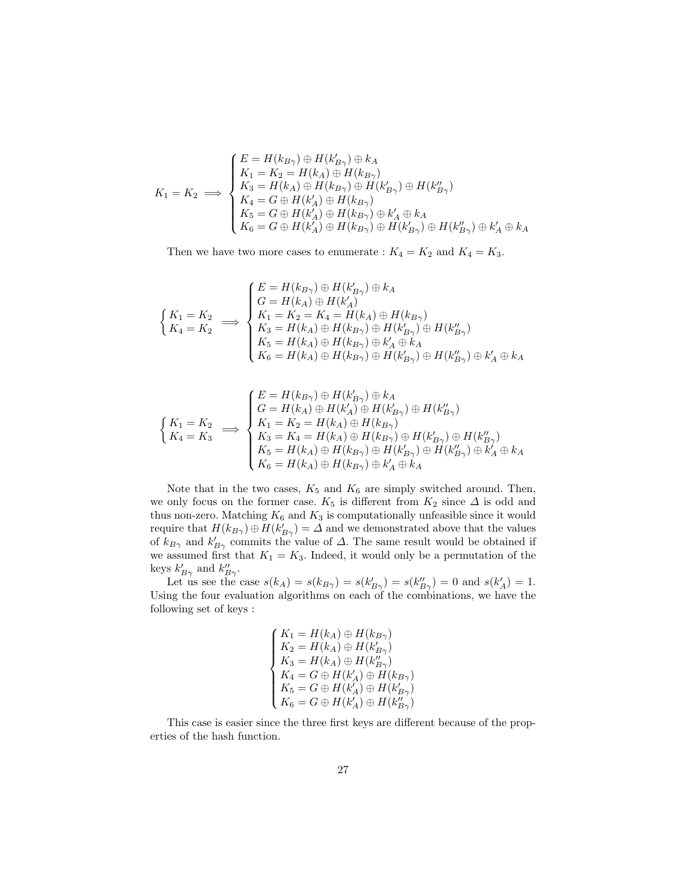$$K_1 = K_2 \implies \begin{cases} E = H(k_{B\gamma}) \oplus H(k'_{B\gamma}) \oplus k_A \\ K_1 = K_2 = H(k_A) \oplus H(k_{B\gamma}) \\ K_3 = H(k_A) \oplus H(k_{B\gamma}) \oplus H(k'_{B\gamma}) \oplus H(k''_{B\gamma}) \\ K_4 = G \oplus H(k'_A) \oplus H(k_{B\gamma}) \\ K_5 = G \oplus H(k'_A) \oplus H(k_{B\gamma}) \oplus k'_A \oplus k_A \\ K_6 = G \oplus H(k'_A) \oplus H(k_{B\gamma}) \oplus H(k'_{B\gamma}) \oplus H(k''_{B\gamma}) \oplus k'_A \oplus k_A \end{cases}$$

Then we have two more cases to enumerate : $K_4 = K_2$ and $K_4 = K_3$.

$$\begin{cases} K_1 = K_2 \\ K_4 = K_2 \end{cases} \implies \begin{cases} E = H(k_{B\gamma}) \oplus H(k'_{B\gamma}) \oplus k_A \\ G = H(k_A) \oplus H(k'_A) \\ K_1 = K_2 = K_4 = H(k_A) \oplus H(k_{B\gamma}) \\ K_3 = H(k_A) \oplus H(k_{B\gamma}) \oplus H(k'_{B\gamma}) \oplus H(k''_{B\gamma}) \\ K_5 = H(k_A) \oplus H(k_{B\gamma}) \oplus k'_A \oplus k_A \\ K_6 = H(k_A) \oplus H(k_{B\gamma}) \oplus H(k'_{B\gamma}) \oplus H(k''_{B\gamma}) \oplus k'_A \oplus k_A \end{cases}$$

$$\begin{cases} K_1 = K_2 \\ K_4 = K_3 \end{cases} \implies \begin{cases} E = H(k_{B\gamma}) \oplus H(k'_{B\gamma}) \oplus k_A \\ G = H(k_A) \oplus H(k'_A) \oplus H(k'_{B\gamma}) \oplus H(k''_{B\gamma}) \\ K_1 = K_2 = H(k_A) \oplus H(k_{B\gamma}) \\ K_3 = K_4 = H(k_A) \oplus H(k_{B\gamma}) \oplus H(k'_{B\gamma}) \oplus H(k''_{B\gamma}) \\ K_5 = H(k_A) \oplus H(k_{B\gamma}) \oplus H(k'_{B\gamma}) \oplus H(k''_{B\gamma}) \oplus k'_A \oplus k_A \\ K_6 = H(k_A) \oplus H(k_{B\gamma}) \oplus k'_A \oplus k_A \end{cases}$$

Note that in the two cases, $K_5$ and $K_6$ are simply switched around. Then, we only focus on the former case. $K_5$ is different from $K_2$ since $\Delta$ is odd and thus non-zero. Matching $K_6$ and $K_3$ is computationally unfeasible since it would require that $H(k_{B\gamma}) \oplus H(k'_{B\gamma}) = \Delta$ and we demonstrated above that the values of $k_{B\gamma}$ and $k'_{B\gamma}$ commits the value of $\Delta$. The same result would be obtained if we assumed first that $K_1 = K_3$. Indeed, it would only be a permutation of the keys $k'_{B\gamma}$ and $k''_{B\gamma}$.

Let us see the case $s(k_A) = s(k_{B\gamma}) = s(k'_{B\gamma}) = s(k''_{B\gamma}) = 0$ and $s(k'_A) = 1$. Using the four evaluation algorithms on each of the combinations, we have the following set of keys :

$$\begin{cases} K_1 = H(k_A) \oplus H(k_{B\gamma}) \\ K_2 = H(k_A) \oplus H(k'_{B\gamma}) \\ K_3 = H(k_A) \oplus H(k''_{B\gamma}) \\ K_4 = G \oplus H(k'_A) \oplus H(k_{B\gamma}) \\ K_5 = G \oplus H(k'_A) \oplus H(k'_{B\gamma}) \\ K_6 = G \oplus H(k'_A) \oplus H(k''_{B\gamma}) \end{cases}$$

This case is easier since the three first keys are different because of the properties of the hash function.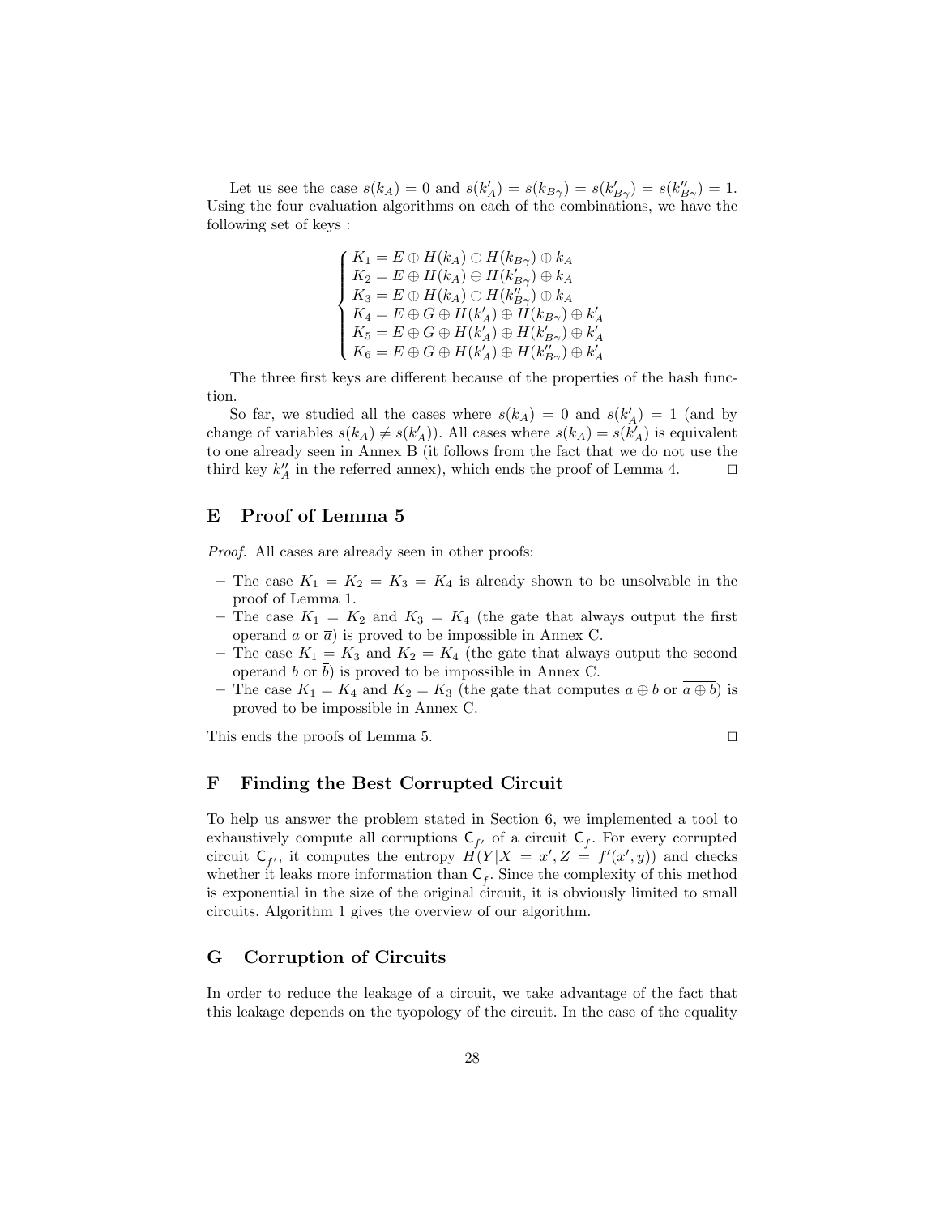Let us see the case $s(k_A) = 0$ and $s(k'_A) = s(k_{B\gamma}) = s(k'_{B\gamma}) = s(k''_{B\gamma}) = 1$. Using the four evaluation algorithms on each of the combinations, we have the following set of keys :

$$
\begin{cases}
K_1 = E \oplus H(k_A) \oplus H(k_{B\gamma}) \oplus k_A \\
K_2 = E \oplus H(k_A) \oplus H(k'_{B\gamma}) \oplus k_A \\
K_3 = E \oplus H(k_A) \oplus H(k''_{B\gamma}) \oplus k_A \\
K_4 = E \oplus G \oplus H(k'_A) \oplus H(k_{B\gamma}) \oplus k'_A \\
K_5 = E \oplus G \oplus H(k'_A) \oplus H(k'_{B\gamma}) \oplus k'_A \\
K_6 = E \oplus G \oplus H(k'_A) \oplus H(k''_{B\gamma}) \oplus k'_A
\end{cases}
$$

The three first keys are different because of the properties of the hash function.

So far, we studied all the cases where $s(k_A) = 0$ and $s(k'_A) = 1$ (and by change of variables $s(k_A) \neq s(k'_A)$). All cases where $s(k_A) = s(k'_A)$ is equivalent to one already seen in Annex B (it follows from the fact that we do not use the third key $k''_A$ in the referred annex), which ends the proof of Lemma 4. ☐

## E Proof of Lemma 5

*Proof.* All cases are already seen in other proofs:

- The case $K_1 = K_2 = K_3 = K_4$ is already shown to be unsolvable in the proof of Lemma 1.
- The case $K_1 = K_2$ and $K_3 = K_4$ (the gate that always output the first operand $a$ or $\overline{a}$) is proved to be impossible in Annex C.
- The case $K_1 = K_3$ and $K_2 = K_4$ (the gate that always output the second operand $b$ or $\overline{b}$) is proved to be impossible in Annex C.
- The case $K_1 = K_4$ and $K_2 = K_3$ (the gate that computes $a \oplus b$ or $\overline{a \oplus b}$) is proved to be impossible in Annex C.

This ends the proofs of Lemma 5. ☐

## F Finding the Best Corrupted Circuit

To help us answer the problem stated in Section 6, we implemented a tool to exhaustively compute all corruptions $\mathsf{C}_{f'}$ of a circuit $\mathsf{C}_f$. For every corrupted circuit $\mathsf{C}_{f'}$, it computes the entropy $H(Y|X = x', Z = f'(x', y))$ and checks whether it leaks more information than $\mathsf{C}_f$. Since the complexity of this method is exponential in the size of the original circuit, it is obviously limited to small circuits. Algorithm 1 gives the overview of our algorithm.

## G Corruption of Circuits

In order to reduce the leakage of a circuit, we take advantage of the fact that this leakage depends on the tyopology of the circuit. In the case of the equality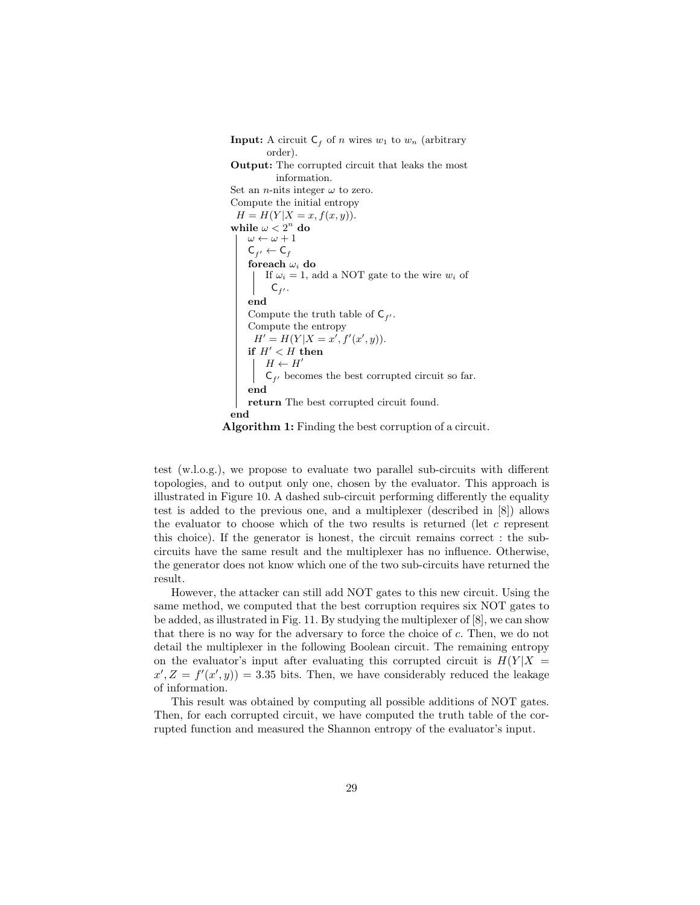```
Input: A circuit C_f of n wires w_1 to w_n (arbitrary
       order).
Output: The corrupted circuit that leaks the most
        information.
Set an n-nits integer ω to zero.
Compute the initial entropy
  H = H(Y|X = x, f(x, y)).
while ω < 2^n do
    ω ← ω + 1
    C_f' ← C_f
    foreach ω_i do
        If ω_i = 1, add a NOT gate to the wire w_i of
          C_f'.
    end
    Compute the truth table of C_f'.
    Compute the entropy
      H' = H(Y|X = x', f'(x', y)).
    if H' < H then
        H ← H'
        C_f' becomes the best corrupted circuit so far.
    end
    return The best corrupted circuit found.
end
```

**Algorithm 1:** Finding the best corruption of a circuit.

test (w.l.o.g.), we propose to evaluate two parallel sub-circuits with different topologies, and to output only one, chosen by the evaluator. This approach is illustrated in Figure 10. A dashed sub-circuit performing differently the equality test is added to the previous one, and a multiplexer (described in [8]) allows the evaluator to choose which of the two results is returned (let $c$ represent this choice). If the generator is honest, the circuit remains correct : the sub-circuits have the same result and the multiplexer has no influence. Otherwise, the generator does not know which one of the two sub-circuits have returned the result.

However, the attacker can still add NOT gates to this new circuit. Using the same method, we computed that the best corruption requires six NOT gates to be added, as illustrated in Fig. 11. By studying the multiplexer of [8], we can show that there is no way for the adversary to force the choice of $c$. Then, we do not detail the multiplexer in the following Boolean circuit. The remaining entropy on the evaluator's input after evaluating this corrupted circuit is $H(Y|X = x', Z = f'(x', y)) = 3.35$ bits. Then, we have considerably reduced the leakage of information.

This result was obtained by computing all possible additions of NOT gates. Then, for each corrupted circuit, we have computed the truth table of the corrupted function and measured the Shannon entropy of the evaluator's input.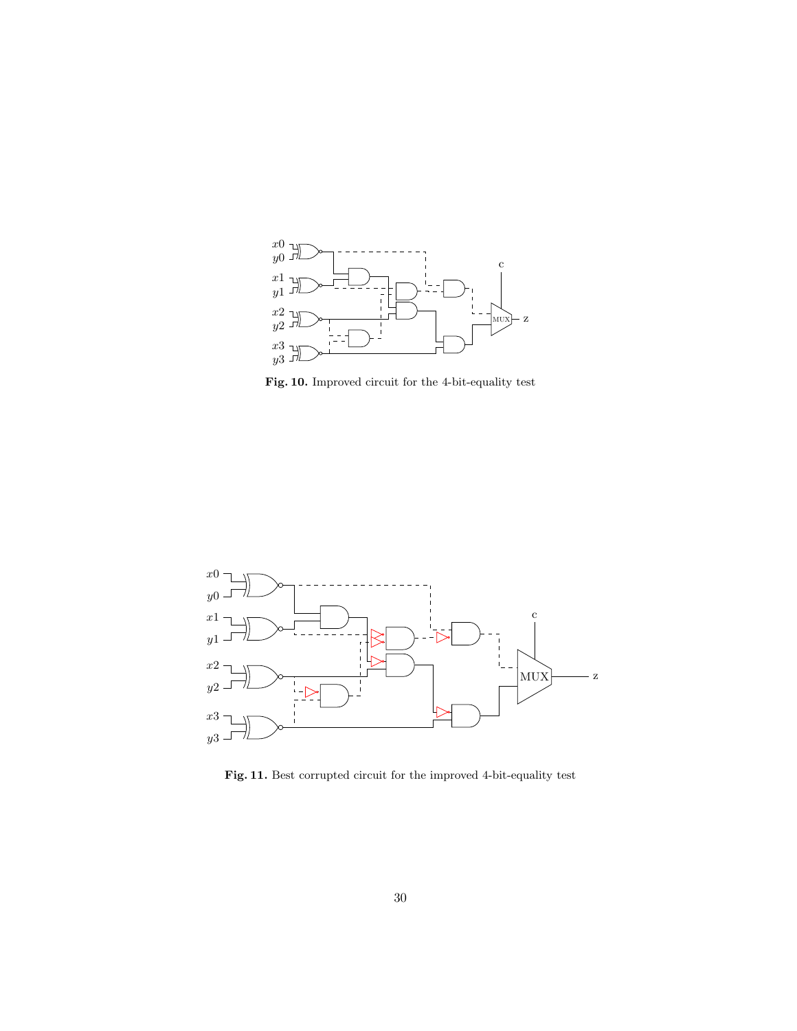x0
y0
x1
y1
x2
y2
x3
y3
c
MUX
z

**Fig. 10.** Improved circuit for the 4-bit-equality test

x0
y0
x1
y1
x2
y2
x3
y3
c
MUX
z

**Fig. 11.** Best corrupted circuit for the improved 4-bit-equality test